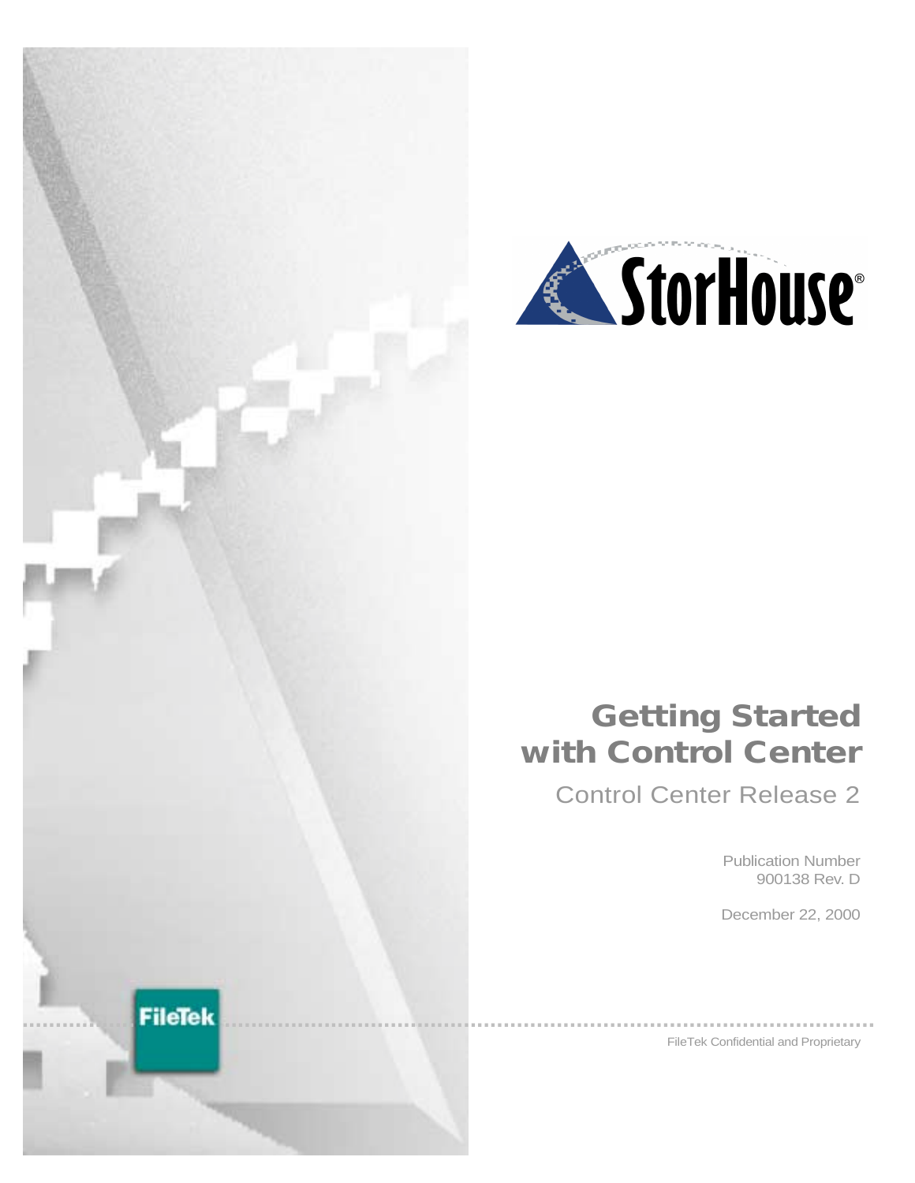StorHouse®

# Getting Started with Control Center

Control Center Release 2

Publication Number
900138 Rev. D

December 22, 2000

FileTek

FileTek Confidential and Proprietary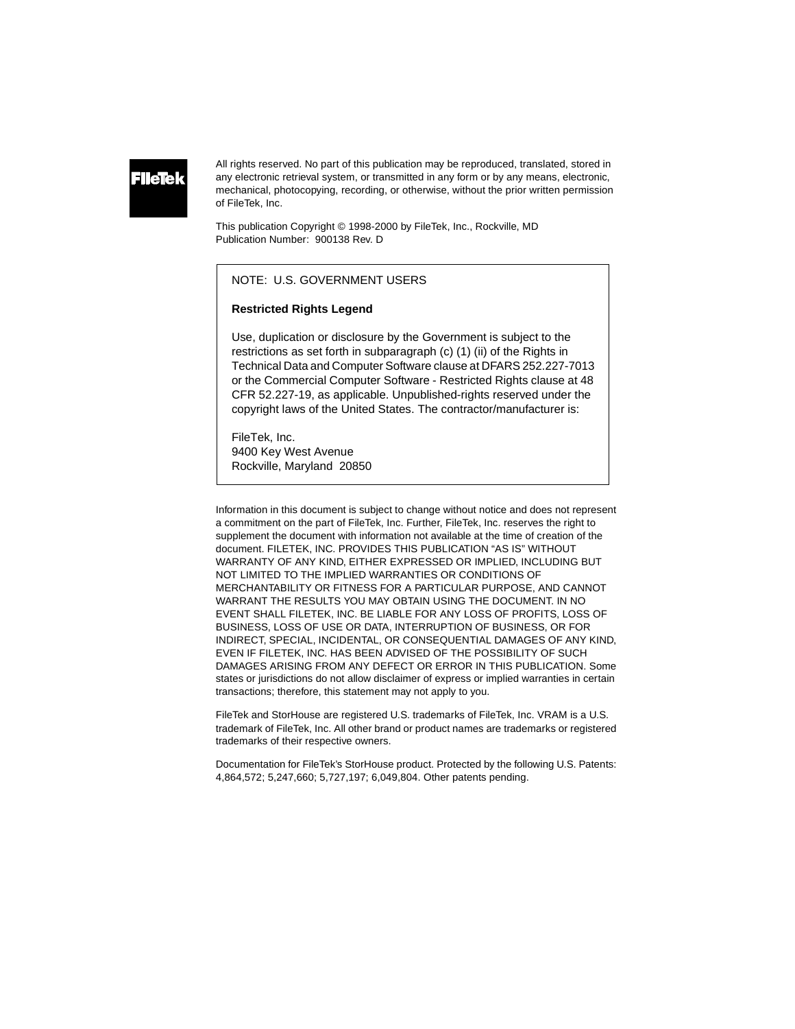All rights reserved. No part of this publication may be reproduced, translated, stored in any electronic retrieval system, or transmitted in any form or by any means, electronic, mechanical, photocopying, recording, or otherwise, without the prior written permission of FileTek, Inc.

This publication Copyright © 1998-2000 by FileTek, Inc., Rockville, MD
Publication Number: 900138 Rev. D

NOTE: U.S. GOVERNMENT USERS

**Restricted Rights Legend**

Use, duplication or disclosure by the Government is subject to the restrictions as set forth in subparagraph (c) (1) (ii) of the Rights in Technical Data and Computer Software clause at DFARS 252.227-7013 or the Commercial Computer Software - Restricted Rights clause at 48 CFR 52.227-19, as applicable. Unpublished-rights reserved under the copyright laws of the United States. The contractor/manufacturer is:

FileTek, Inc.
9400 Key West Avenue
Rockville, Maryland 20850

Information in this document is subject to change without notice and does not represent a commitment on the part of FileTek, Inc. Further, FileTek, Inc. reserves the right to supplement the document with information not available at the time of creation of the document. FILETEK, INC. PROVIDES THIS PUBLICATION "AS IS" WITHOUT WARRANTY OF ANY KIND, EITHER EXPRESSED OR IMPLIED, INCLUDING BUT NOT LIMITED TO THE IMPLIED WARRANTIES OR CONDITIONS OF MERCHANTABILITY OR FITNESS FOR A PARTICULAR PURPOSE, AND CANNOT WARRANT THE RESULTS YOU MAY OBTAIN USING THE DOCUMENT. IN NO EVENT SHALL FILETEK, INC. BE LIABLE FOR ANY LOSS OF PROFITS, LOSS OF BUSINESS, LOSS OF USE OR DATA, INTERRUPTION OF BUSINESS, OR FOR INDIRECT, SPECIAL, INCIDENTAL, OR CONSEQUENTIAL DAMAGES OF ANY KIND, EVEN IF FILETEK, INC. HAS BEEN ADVISED OF THE POSSIBILITY OF SUCH DAMAGES ARISING FROM ANY DEFECT OR ERROR IN THIS PUBLICATION. Some states or jurisdictions do not allow disclaimer of express or implied warranties in certain transactions; therefore, this statement may not apply to you.

FileTek and StorHouse are registered U.S. trademarks of FileTek, Inc. VRAM is a U.S. trademark of FileTek, Inc. All other brand or product names are trademarks or registered trademarks of their respective owners.

Documentation for FileTek's StorHouse product. Protected by the following U.S. Patents: 4,864,572; 5,247,660; 5,727,197; 6,049,804. Other patents pending.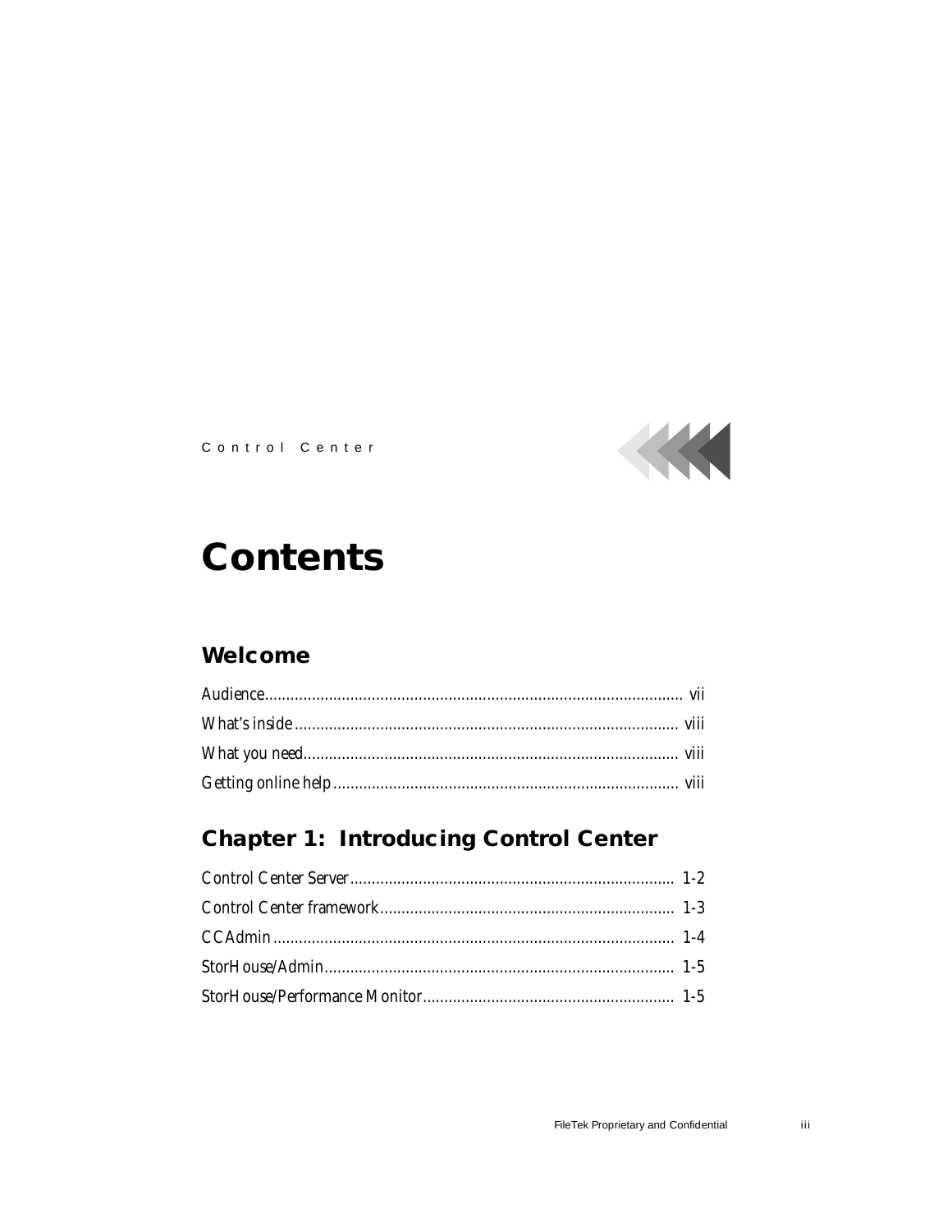# Contents

## Welcome

Audience.................................................................................................. vii
What's inside ......................................................................................... viii
What you need........................................................................................ viii
Getting online help ................................................................................ viii

## Chapter 1: Introducing Control Center

Control Center Server............................................................................ 1-2
Control Center framework..................................................................... 1-3
CCAdmin ............................................................................................... 1-4
StorHouse/Admin................................................................................... 1-5
StorHouse/Performance Monitor........................................................... 1-5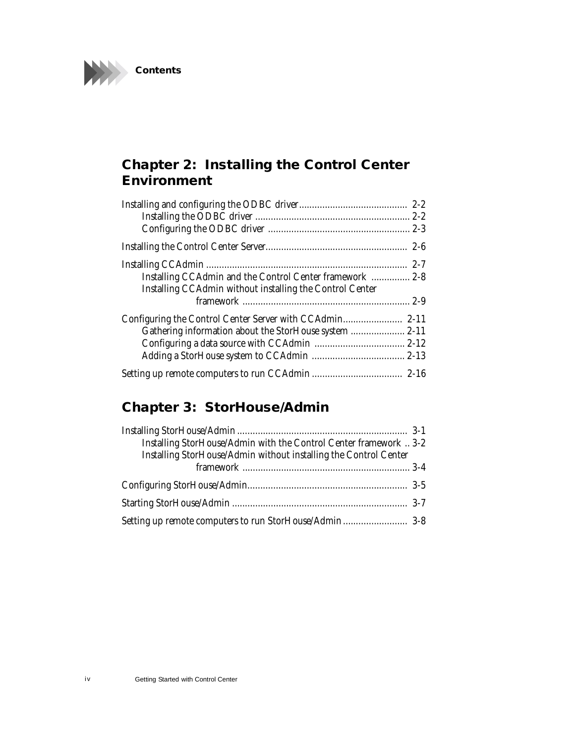## Chapter 2: Installing the Control Center Environment

Installing and configuring the ODBC driver .......................................... 2-2
  Installing the ODBC driver ............................................................ 2-2
  Configuring the ODBC driver ....................................................... 2-3

Installing the Control Center Server....................................................... 2-6

Installing CCAdmin ............................................................................. 2-7
  Installing CCAdmin and the Control Center framework ............... 2-8
  Installing CCAdmin without installing the Control Center framework ................................................................. 2-9

Configuring the Control Center Server with CCAdmin....................... 2-11
  Gathering information about the StorHouse system ..................... 2-11
  Configuring a data source with CCAdmin ................................... 2-12
  Adding a StorHouse system to CCAdmin .................................... 2-13

Setting up remote computers to run CCAdmin ................................... 2-16

## Chapter 3: StorHouse/Admin

Installing StorHouse/Admin .................................................................. 3-1
  Installing StorHouse/Admin with the Control Center framework .. 3-2
  Installing StorHouse/Admin without installing the Control Center framework ................................................................. 3-4

Configuring StorHouse/Admin.............................................................. 3-5

Starting StorHouse/Admin .................................................................... 3-7

Setting up remote computers to run StorHouse/Admin ......................... 3-8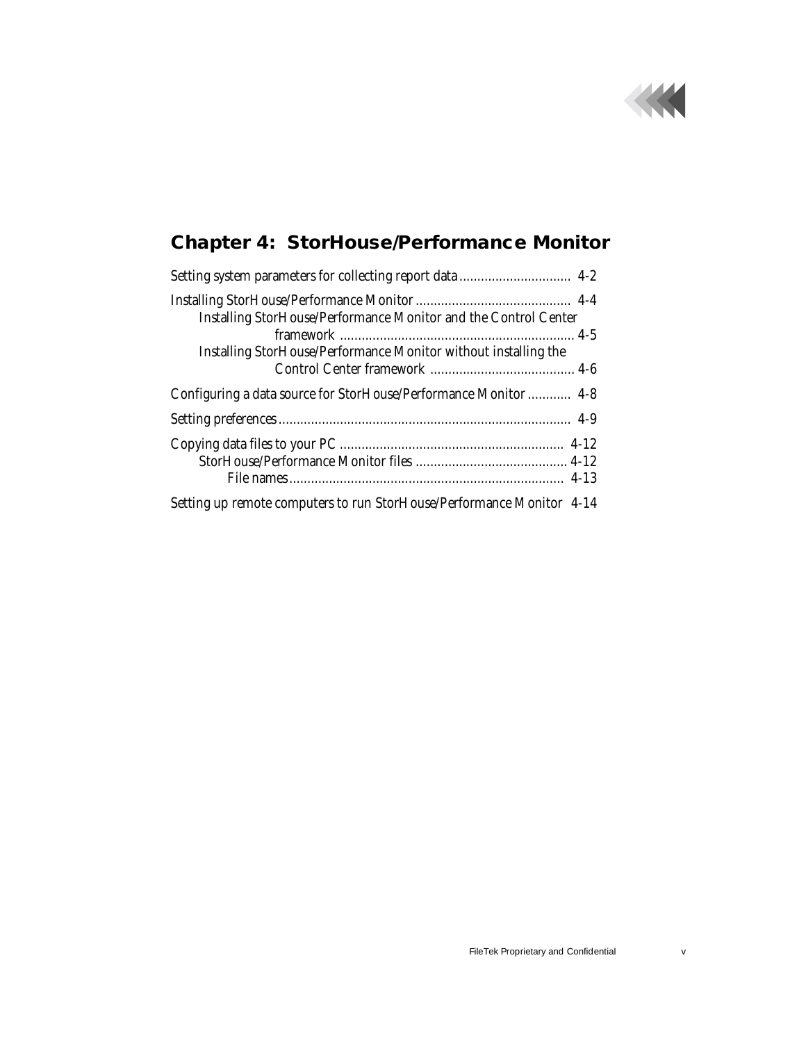## Chapter 4: StorHouse/Performance Monitor

Setting system parameters for collecting report data ............................... 4-2

Installing StorHouse/Performance Monitor ........................................... 4-4

- Installing StorHouse/Performance Monitor and the Control Center framework ................................................................. 4-5
- Installing StorHouse/Performance Monitor without installing the Control Center framework ........................................ 4-6

Configuring a data source for StorHouse/Performance Monitor ............ 4-8

Setting preferences ................................................................................. 4-9

Copying data files to your PC ............................................................. 4-12

- StorHouse/Performance Monitor files .......................................... 4-12
  - File names ............................................................................ 4-13

Setting up remote computers to run StorHouse/Performance Monitor 4-14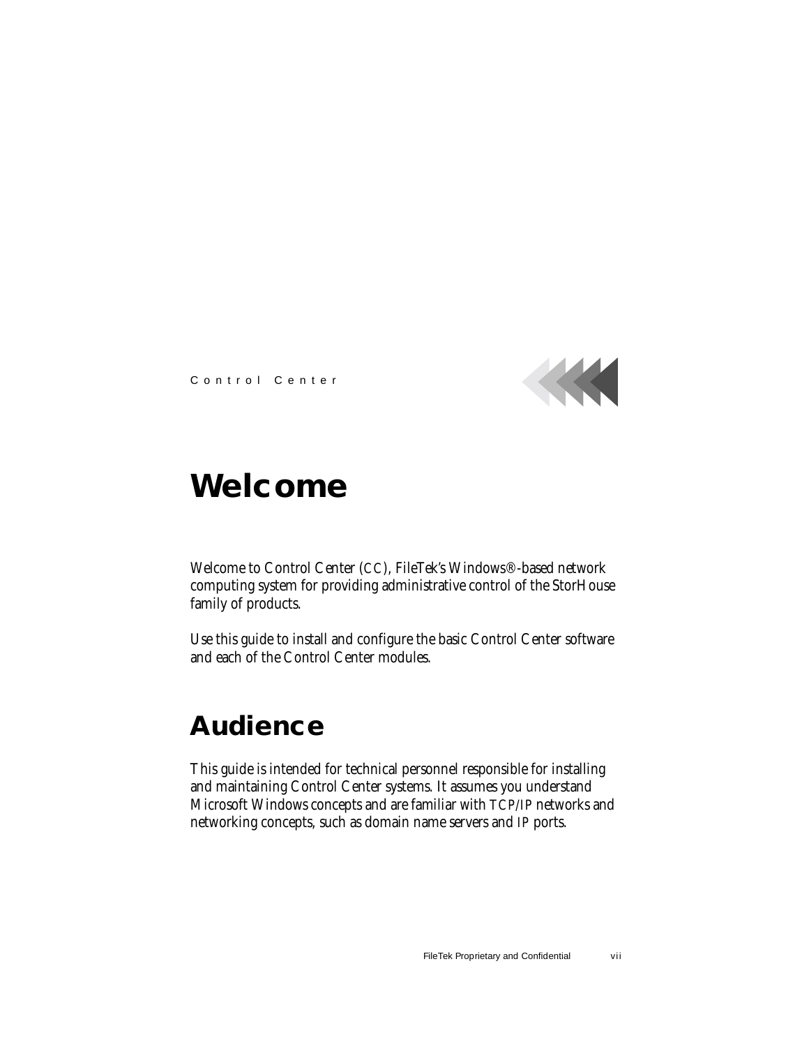# Welcome

Welcome to Control Center (CC), FileTek's Windows®-based network computing system for providing administrative control of the StorHouse family of products.

Use this guide to install and configure the basic Control Center software and each of the Control Center modules.

## Audience

This guide is intended for technical personnel responsible for installing and maintaining Control Center systems. It assumes you understand Microsoft Windows concepts and are familiar with TCP/IP networks and networking concepts, such as domain name servers and IP ports.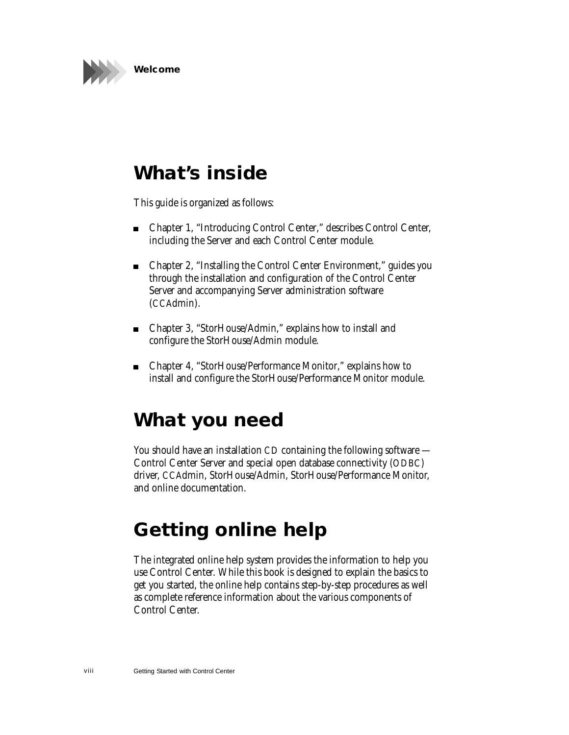## What's inside

This guide is organized as follows:

- Chapter 1, "Introducing Control Center," describes Control Center, including the Server and each Control Center module.
- Chapter 2, "Installing the Control Center Environment," guides you through the installation and configuration of the Control Center Server and accompanying Server administration software (CCAdmin).
- Chapter 3, "StorHouse/Admin," explains how to install and configure the StorHouse/Admin module.
- Chapter 4, "StorHouse/Performance Monitor," explains how to install and configure the StorHouse/Performance Monitor module.

## What you need

You should have an installation CD containing the following software — Control Center Server and special open database connectivity (ODBC) driver, CCAdmin, StorHouse/Admin, StorHouse/Performance Monitor, and online documentation.

## Getting online help

The integrated online help system provides the information to help you use Control Center. While this book is designed to explain the basics to get you started, the online help contains step-by-step procedures as well as complete reference information about the various components of Control Center.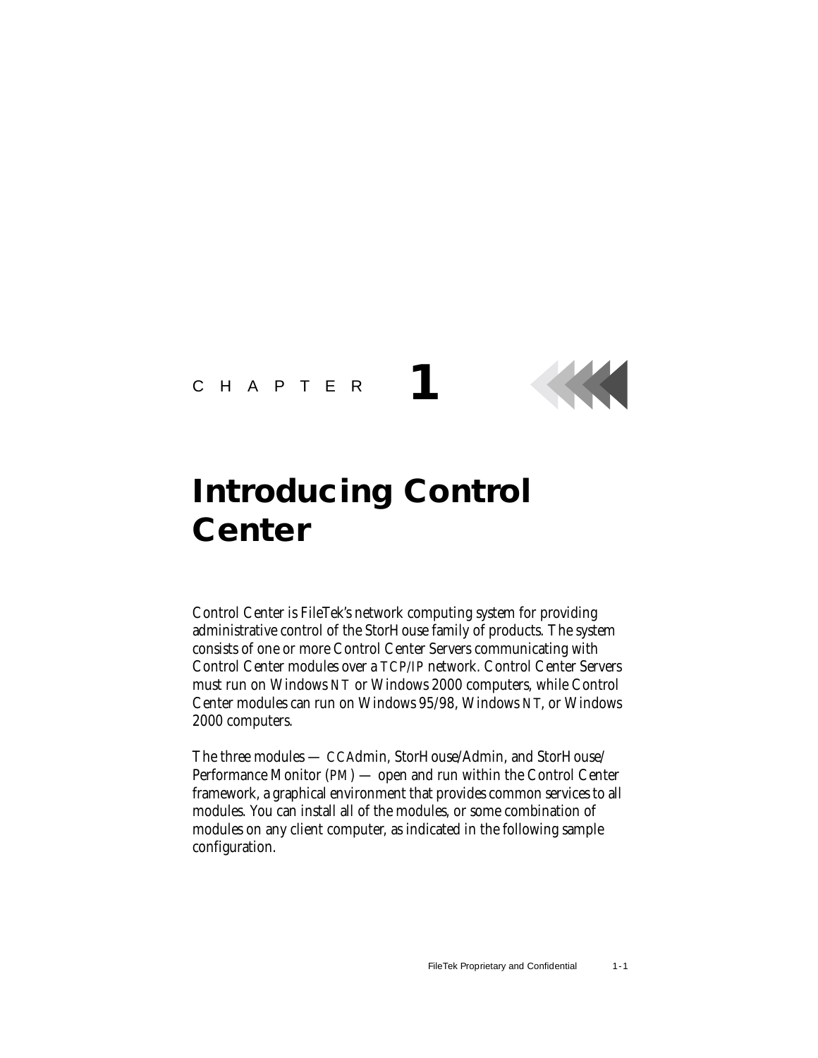CHAPTER 1

# Introducing Control Center

Control Center is FileTek's network computing system for providing administrative control of the StorHouse family of products. The system consists of one or more Control Center Servers communicating with Control Center modules over a TCP/IP network. Control Center Servers must run on Windows NT or Windows 2000 computers, while Control Center modules can run on Windows 95/98, Windows NT, or Windows 2000 computers.

The three modules — CCAdmin, StorHouse/Admin, and StorHouse/Performance Monitor (PM) — open and run within the Control Center framework, a graphical environment that provides common services to all modules. You can install all of the modules, or some combination of modules on any client computer, as indicated in the following sample configuration.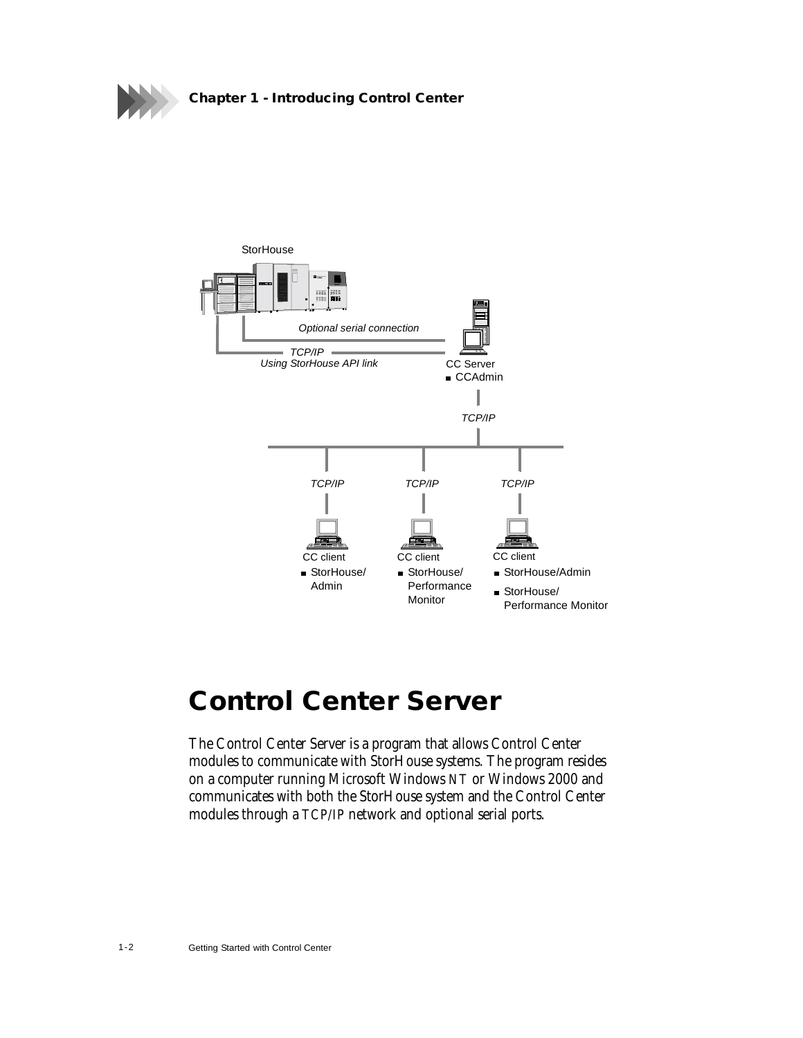# Control Center Server

The Control Center Server is a program that allows Control Center modules to communicate with StorHouse systems. The program resides on a computer running Microsoft Windows NT or Windows 2000 and communicates with both the StorHouse system and the Control Center modules through a TCP/IP network and optional serial ports.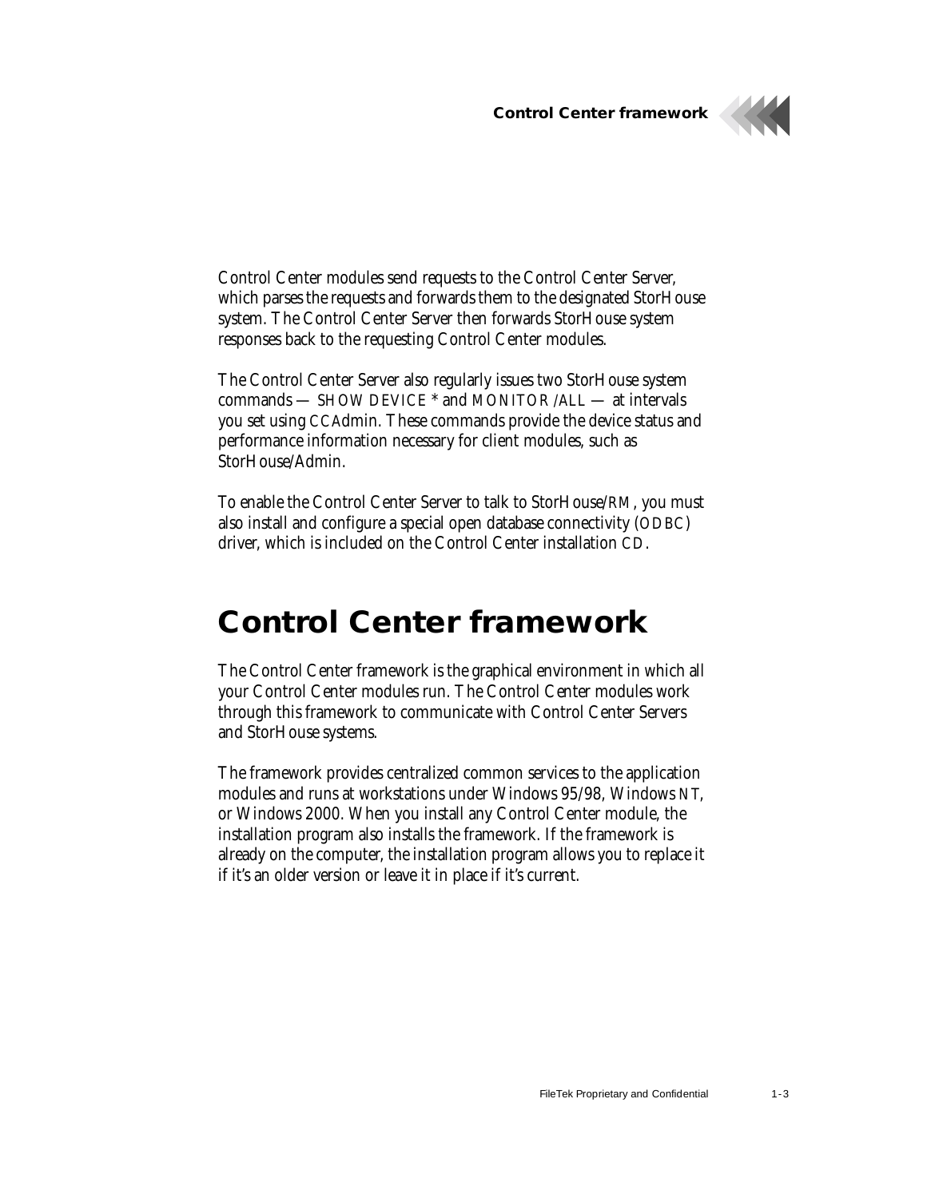Control Center modules send requests to the Control Center Server, which parses the requests and forwards them to the designated StorHouse system. The Control Center Server then forwards StorHouse system responses back to the requesting Control Center modules.

The Control Center Server also regularly issues two StorHouse system commands — SHOW DEVICE * and MONITOR /ALL — at intervals you set using CCAdmin. These commands provide the device status and performance information necessary for client modules, such as StorHouse/Admin.

To enable the Control Center Server to talk to StorHouse/RM, you must also install and configure a special open database connectivity (ODBC) driver, which is included on the Control Center installation CD.

# Control Center framework

The Control Center framework is the graphical environment in which all your Control Center modules run. The Control Center modules work through this framework to communicate with Control Center Servers and StorHouse systems.

The framework provides centralized common services to the application modules and runs at workstations under Windows 95/98, Windows NT, or Windows 2000. When you install any Control Center module, the installation program also installs the framework. If the framework is already on the computer, the installation program allows you to replace it if it's an older version or leave it in place if it's current.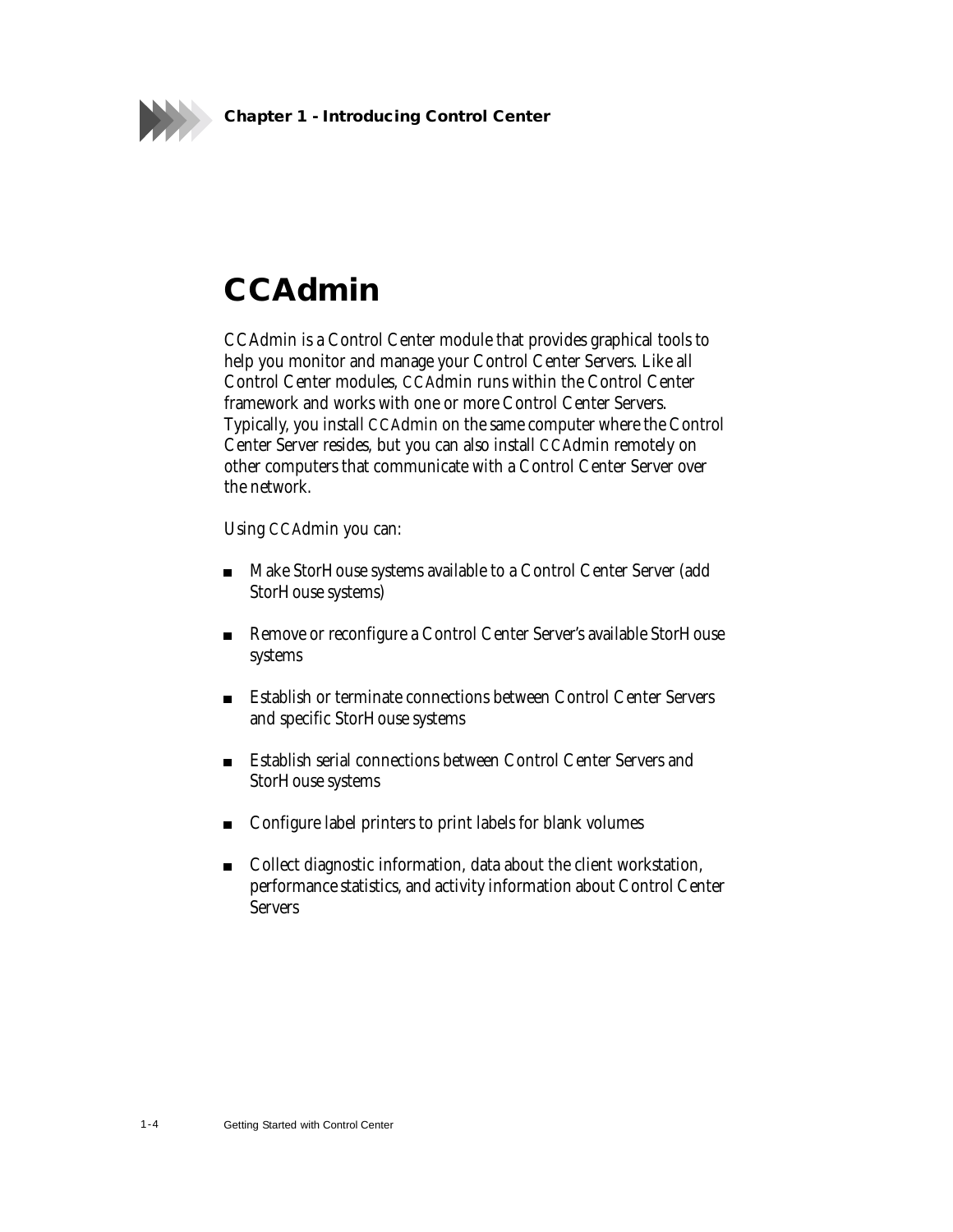# CCAdmin

CCAdmin is a Control Center module that provides graphical tools to help you monitor and manage your Control Center Servers. Like all Control Center modules, CCAdmin runs within the Control Center framework and works with one or more Control Center Servers. Typically, you install CCAdmin on the same computer where the Control Center Server resides, but you can also install CCAdmin remotely on other computers that communicate with a Control Center Server over the network.

Using CCAdmin you can:

- Make StorHouse systems available to a Control Center Server (add StorHouse systems)
- Remove or reconfigure a Control Center Server's available StorHouse systems
- Establish or terminate connections between Control Center Servers and specific StorHouse systems
- Establish serial connections between Control Center Servers and StorHouse systems
- Configure label printers to print labels for blank volumes
- Collect diagnostic information, data about the client workstation, performance statistics, and activity information about Control Center Servers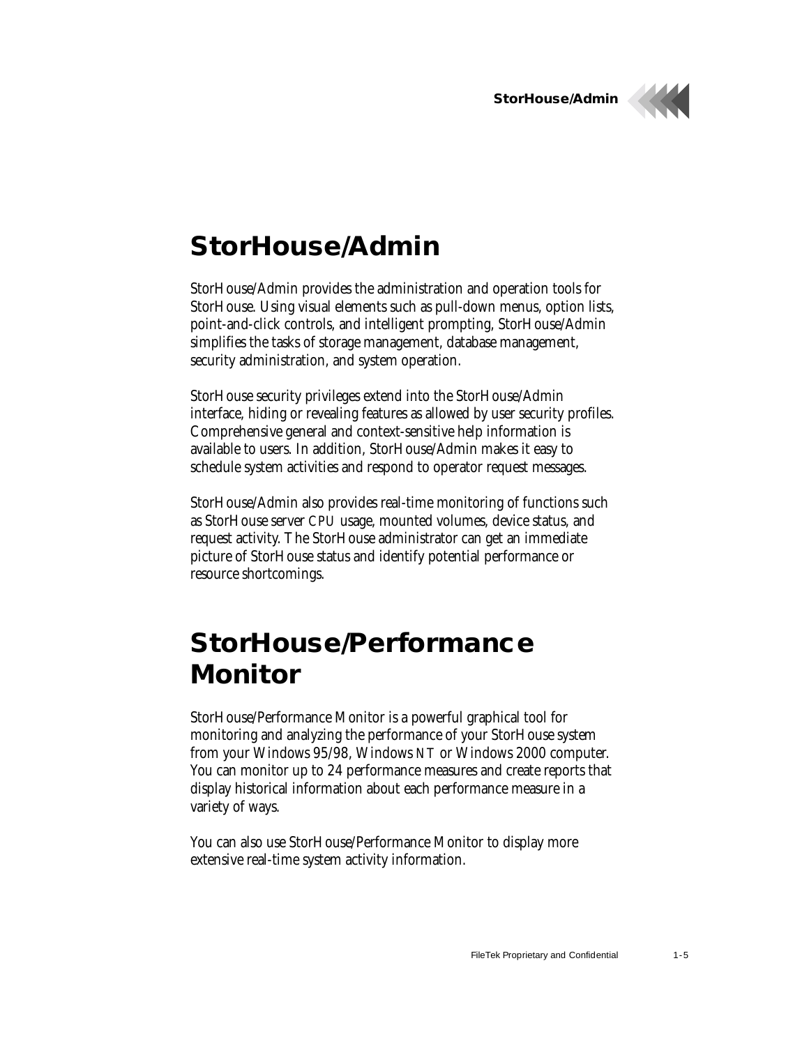# StorHouse/Admin

StorHouse/Admin provides the administration and operation tools for StorHouse. Using visual elements such as pull-down menus, option lists, point-and-click controls, and intelligent prompting, StorHouse/Admin simplifies the tasks of storage management, database management, security administration, and system operation.

StorHouse security privileges extend into the StorHouse/Admin interface, hiding or revealing features as allowed by user security profiles. Comprehensive general and context-sensitive help information is available to users. In addition, StorHouse/Admin makes it easy to schedule system activities and respond to operator request messages.

StorHouse/Admin also provides real-time monitoring of functions such as StorHouse server CPU usage, mounted volumes, device status, and request activity. The StorHouse administrator can get an immediate picture of StorHouse status and identify potential performance or resource shortcomings.

# StorHouse/Performance Monitor

StorHouse/Performance Monitor is a powerful graphical tool for monitoring and analyzing the performance of your StorHouse system from your Windows 95/98, Windows NT or Windows 2000 computer. You can monitor up to 24 performance measures and create reports that display historical information about each performance measure in a variety of ways.

You can also use StorHouse/Performance Monitor to display more extensive real-time system activity information.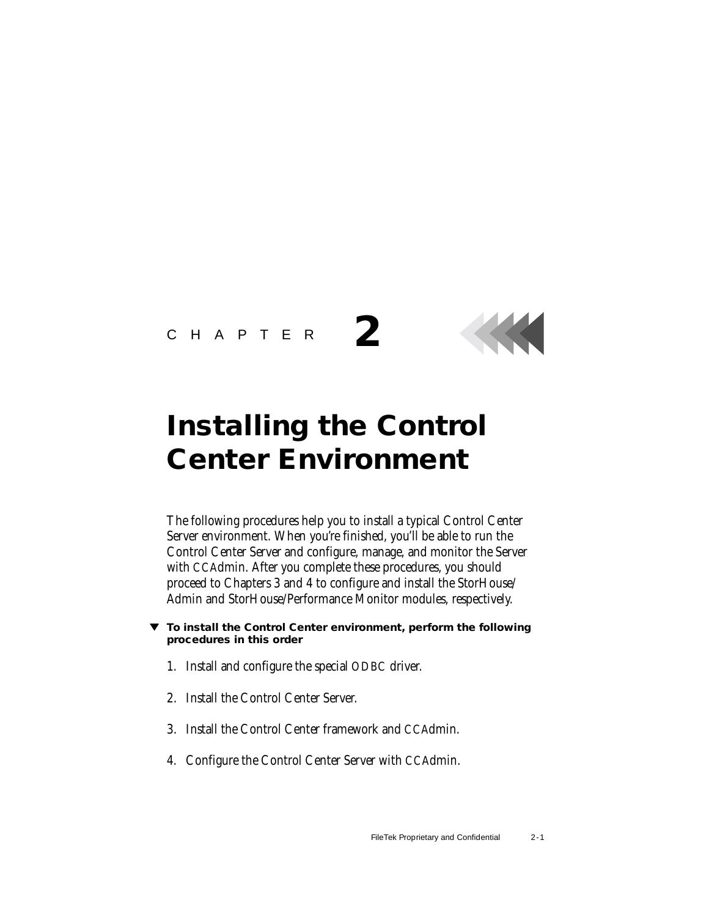CHAPTER 2

# Installing the Control Center Environment

The following procedures help you to install a typical Control Center Server environment. When you're finished, you'll be able to run the Control Center Server and configure, manage, and monitor the Server with CCAdmin. After you complete these procedures, you should proceed to Chapters 3 and 4 to configure and install the StorHouse/Admin and StorHouse/Performance Monitor modules, respectively.

▼ **To install the Control Center environment, perform the following procedures in this order**

1. Install and configure the special ODBC driver.
2. Install the Control Center Server.
3. Install the Control Center framework and CCAdmin.
4. Configure the Control Center Server with CCAdmin.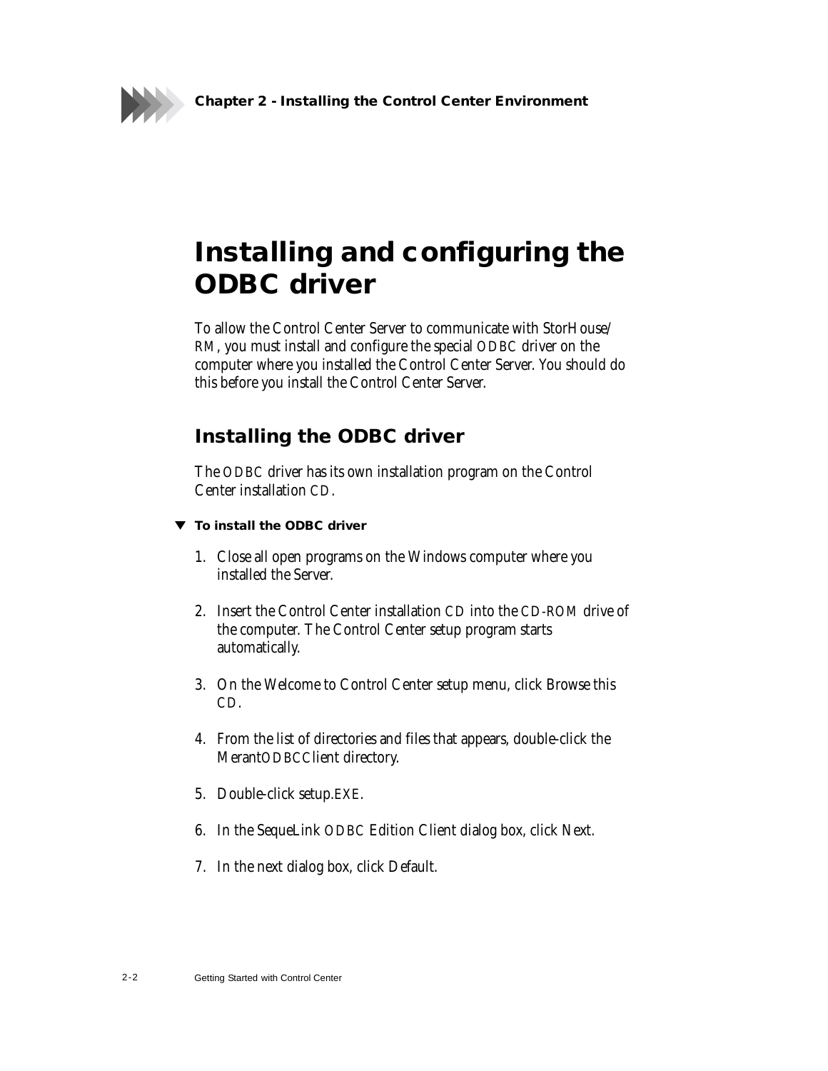# Installing and configuring the ODBC driver

To allow the Control Center Server to communicate with StorHouse/RM, you must install and configure the special ODBC driver on the computer where you installed the Control Center Server. You should do this before you install the Control Center Server.

## Installing the ODBC driver

The ODBC driver has its own installation program on the Control Center installation CD.

▼ **To install the ODBC driver**

1. Close all open programs on the Windows computer where you installed the Server.
2. Insert the Control Center installation CD into the CD-ROM drive of the computer. The Control Center setup program starts automatically.
3. On the Welcome to Control Center setup menu, click Browse this CD.
4. From the list of directories and files that appears, double-click the MerantODBCClient directory.
5. Double-click setup.EXE.
6. In the SequeLink ODBC Edition Client dialog box, click Next.
7. In the next dialog box, click Default.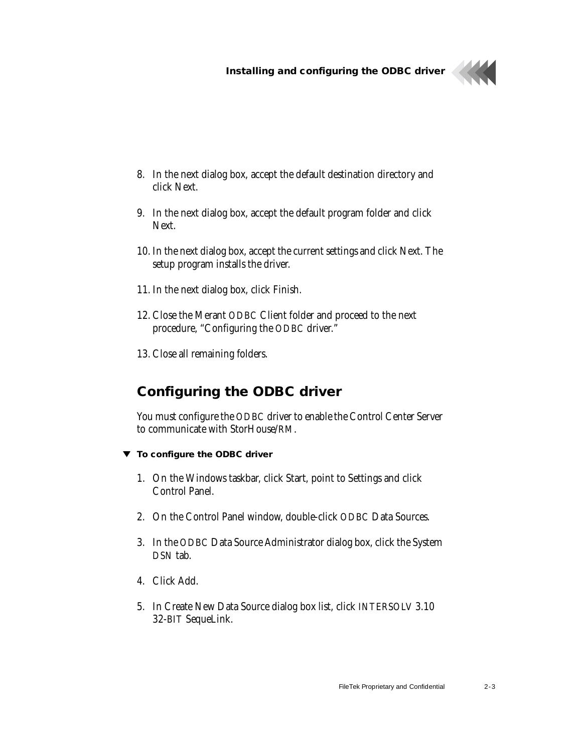8. In the next dialog box, accept the default destination directory and click Next.

9. In the next dialog box, accept the default program folder and click Next.

10. In the next dialog box, accept the current settings and click Next. The setup program installs the driver.

11. In the next dialog box, click Finish.

12. Close the Merant ODBC Client folder and proceed to the next procedure, "Configuring the ODBC driver."

13. Close all remaining folders.

## Configuring the ODBC driver

You must configure the ODBC driver to enable the Control Center Server to communicate with StorHouse/RM.

▼ **To configure the ODBC driver**

1. On the Windows taskbar, click Start, point to Settings and click Control Panel.

2. On the Control Panel window, double-click ODBC Data Sources.

3. In the ODBC Data Source Administrator dialog box, click the System DSN tab.

4. Click Add.

5. In Create New Data Source dialog box list, click INTERSOLV 3.10 32-BIT SequeLink.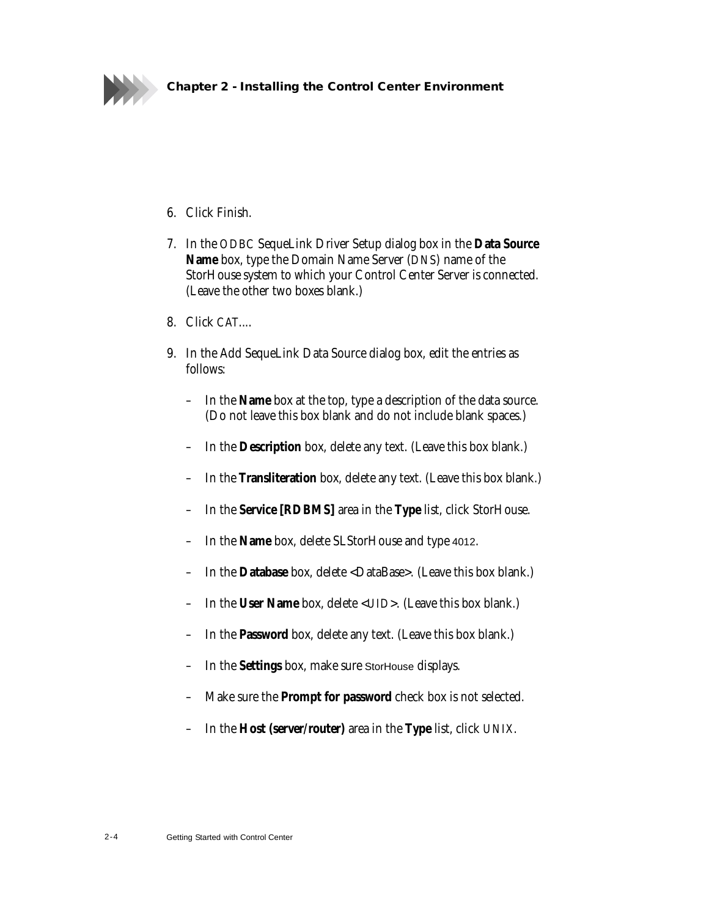6. Click Finish.

7. In the ODBC SequeLink Driver Setup dialog box in the **Data Source Name** box, type the Domain Name Server (DNS) name of the StorHouse system to which your Control Center Server is connected. (Leave the other two boxes blank.)

8. Click CAT....

9. In the Add SequeLink Data Source dialog box, edit the entries as follows:

   – In the **Name** box at the top, type a description of the data source. (Do not leave this box blank and do not include blank spaces.)

   – In the **Description** box, delete any text. (Leave this box blank.)

   – In the **Transliteration** box, delete any text. (Leave this box blank.)

   – In the **Service [RDBMS]** area in the **Type** list, click StorHouse.

   – In the **Name** box, delete SLStorHouse and type 4012.

   – In the **Database** box, delete <DataBase>. (Leave this box blank.)

   – In the **User Name** box, delete <UID>. (Leave this box blank.)

   – In the **Password** box, delete any text. (Leave this box blank.)

   – In the **Settings** box, make sure StorHouse displays.

   – Make sure the **Prompt for password** check box is not selected.

   – In the **Host (server/router)** area in the **Type** list, click UNIX.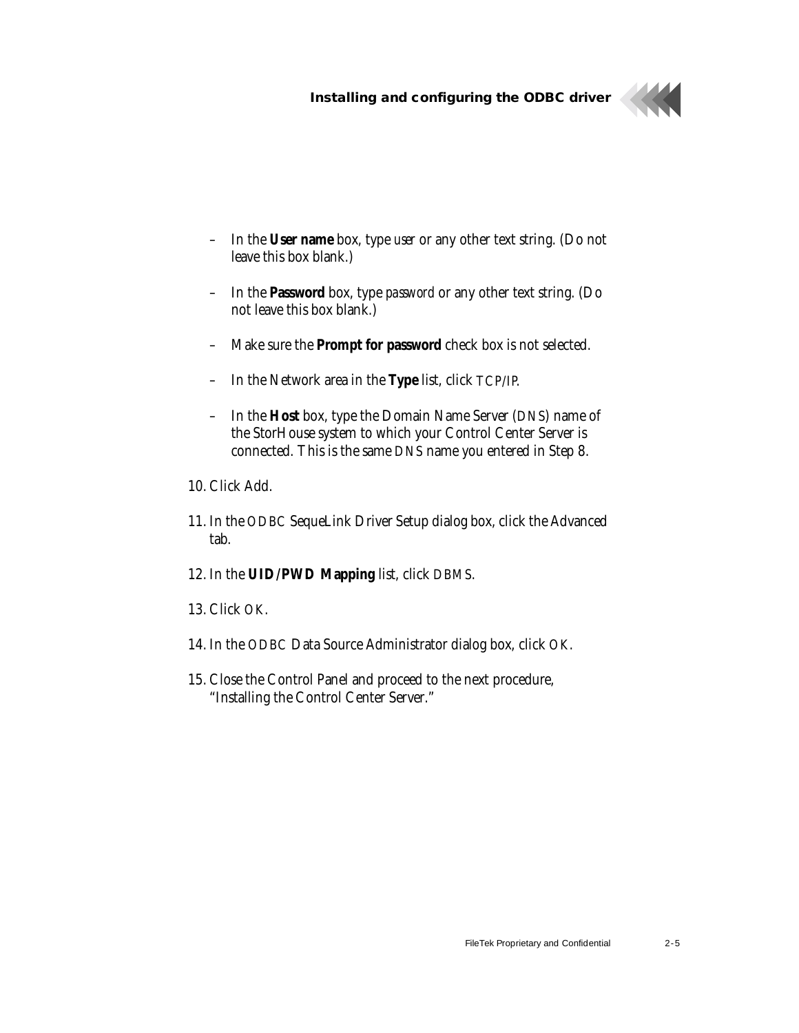- In the **User name** box, type *user* or any other text string. (Do not leave this box blank.)
- In the **Password** box, type *password* or any other text string. (Do not leave this box blank.)
- Make sure the **Prompt for password** check box is not selected.
- In the Network area in the **Type** list, click TCP/IP.
- In the **Host** box, type the Domain Name Server (DNS) name of the StorHouse system to which your Control Center Server is connected. This is the same DNS name you entered in Step 8.

10. Click Add.

11. In the ODBC SequeLink Driver Setup dialog box, click the Advanced tab.

12. In the **UID/PWD Mapping** list, click DBMS.

13. Click OK.

14. In the ODBC Data Source Administrator dialog box, click OK.

15. Close the Control Panel and proceed to the next procedure, "Installing the Control Center Server."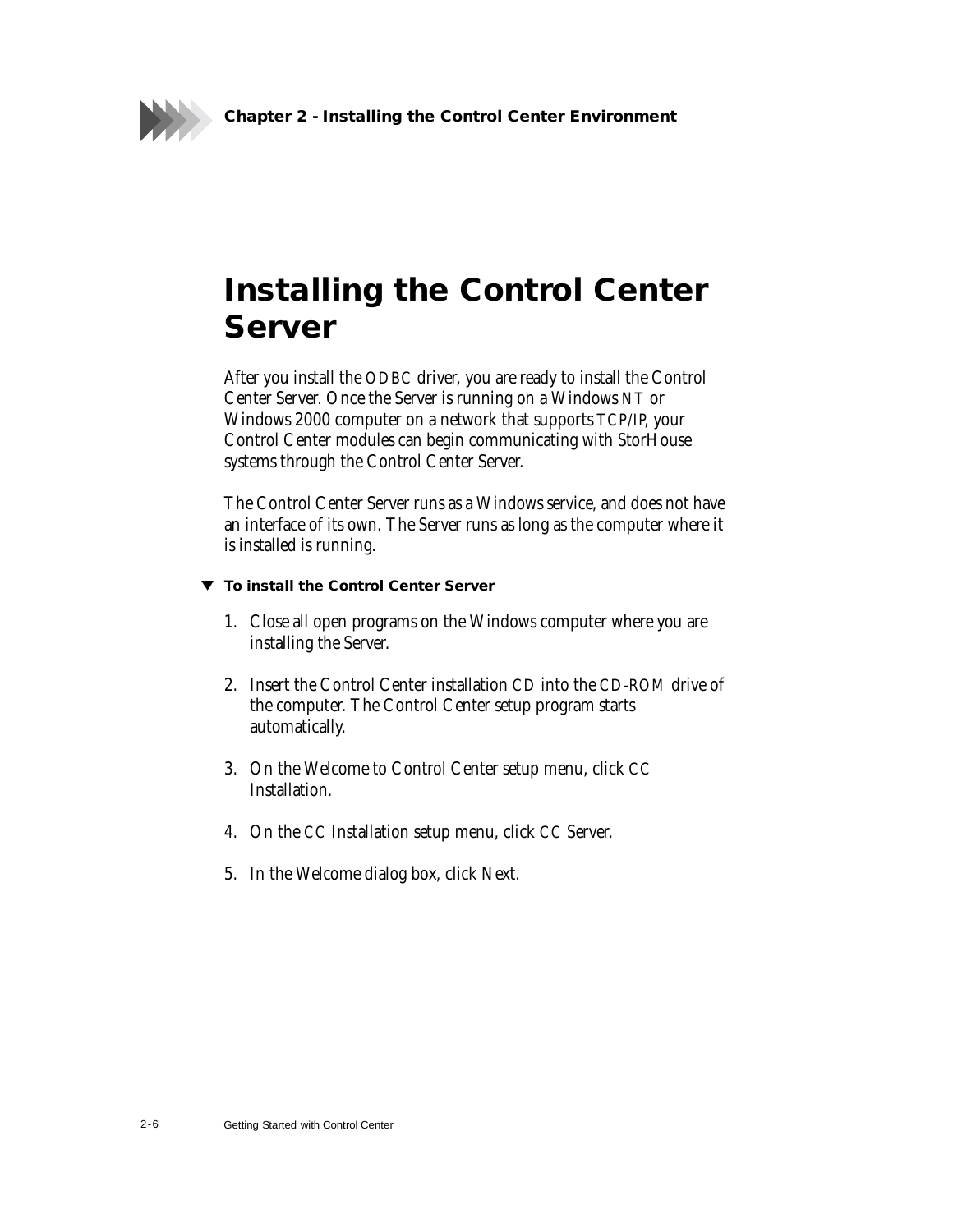# Installing the Control Center Server

After you install the ODBC driver, you are ready to install the Control Center Server. Once the Server is running on a Windows NT or Windows 2000 computer on a network that supports TCP/IP, your Control Center modules can begin communicating with StorHouse systems through the Control Center Server.

The Control Center Server runs as a Windows service, and does not have an interface of its own. The Server runs as long as the computer where it is installed is running.

▼ **To install the Control Center Server**

1. Close all open programs on the Windows computer where you are installing the Server.

2. Insert the Control Center installation CD into the CD-ROM drive of the computer. The Control Center setup program starts automatically.

3. On the Welcome to Control Center setup menu, click CC Installation.

4. On the CC Installation setup menu, click CC Server.

5. In the Welcome dialog box, click Next.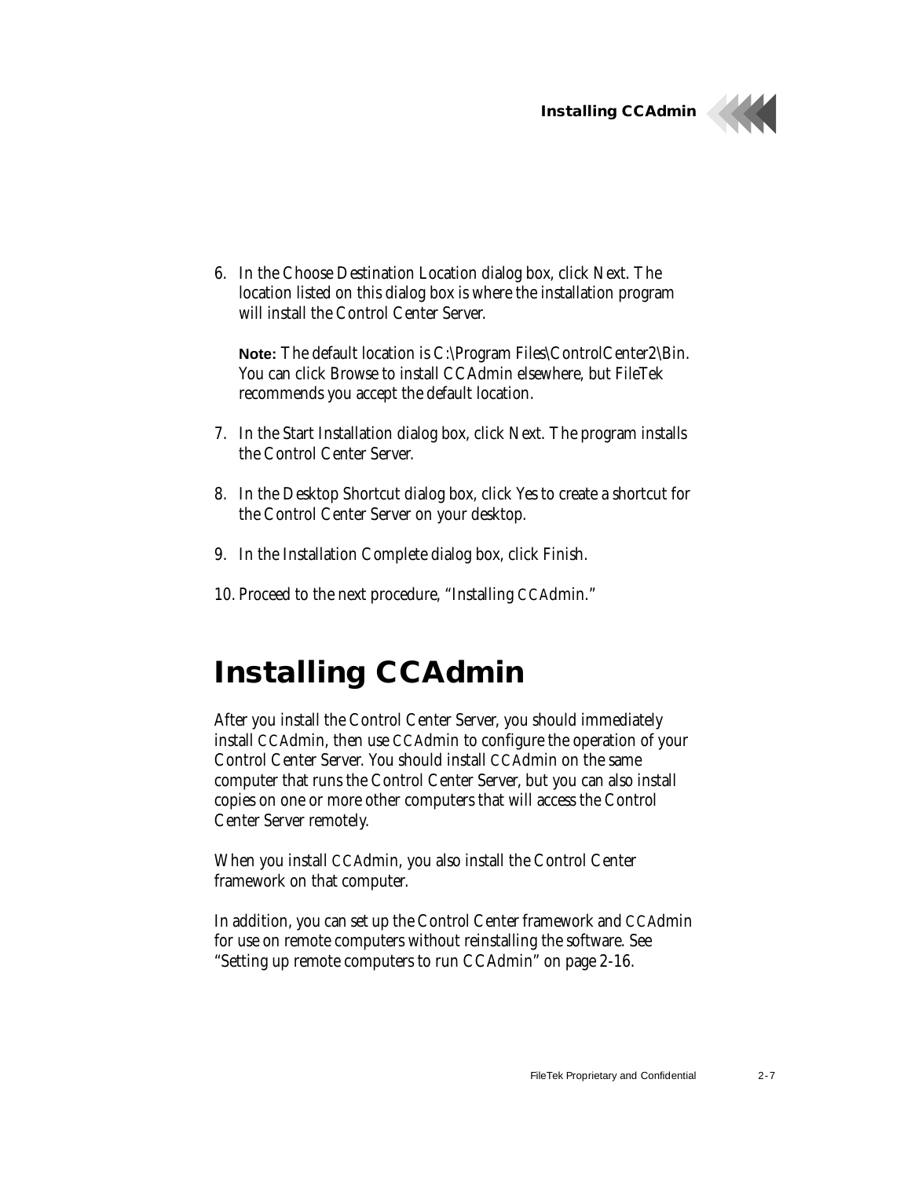6. In the Choose Destination Location dialog box, click Next. The location listed on this dialog box is where the installation program will install the Control Center Server.

   **Note:** The default location is C:\Program Files\ControlCenter2\Bin. You can click Browse to install CCAdmin elsewhere, but FileTek recommends you accept the default location.

7. In the Start Installation dialog box, click Next. The program installs the Control Center Server.

8. In the Desktop Shortcut dialog box, click Yes to create a shortcut for the Control Center Server on your desktop.

9. In the Installation Complete dialog box, click Finish.

10. Proceed to the next procedure, "Installing CCAdmin."

# Installing CCAdmin

After you install the Control Center Server, you should immediately install CCAdmin, then use CCAdmin to configure the operation of your Control Center Server. You should install CCAdmin on the same computer that runs the Control Center Server, but you can also install copies on one or more other computers that will access the Control Center Server remotely.

When you install CCAdmin, you also install the Control Center framework on that computer.

In addition, you can set up the Control Center framework and CCAdmin for use on remote computers without reinstalling the software. See "Setting up remote computers to run CCAdmin" on page 2-16.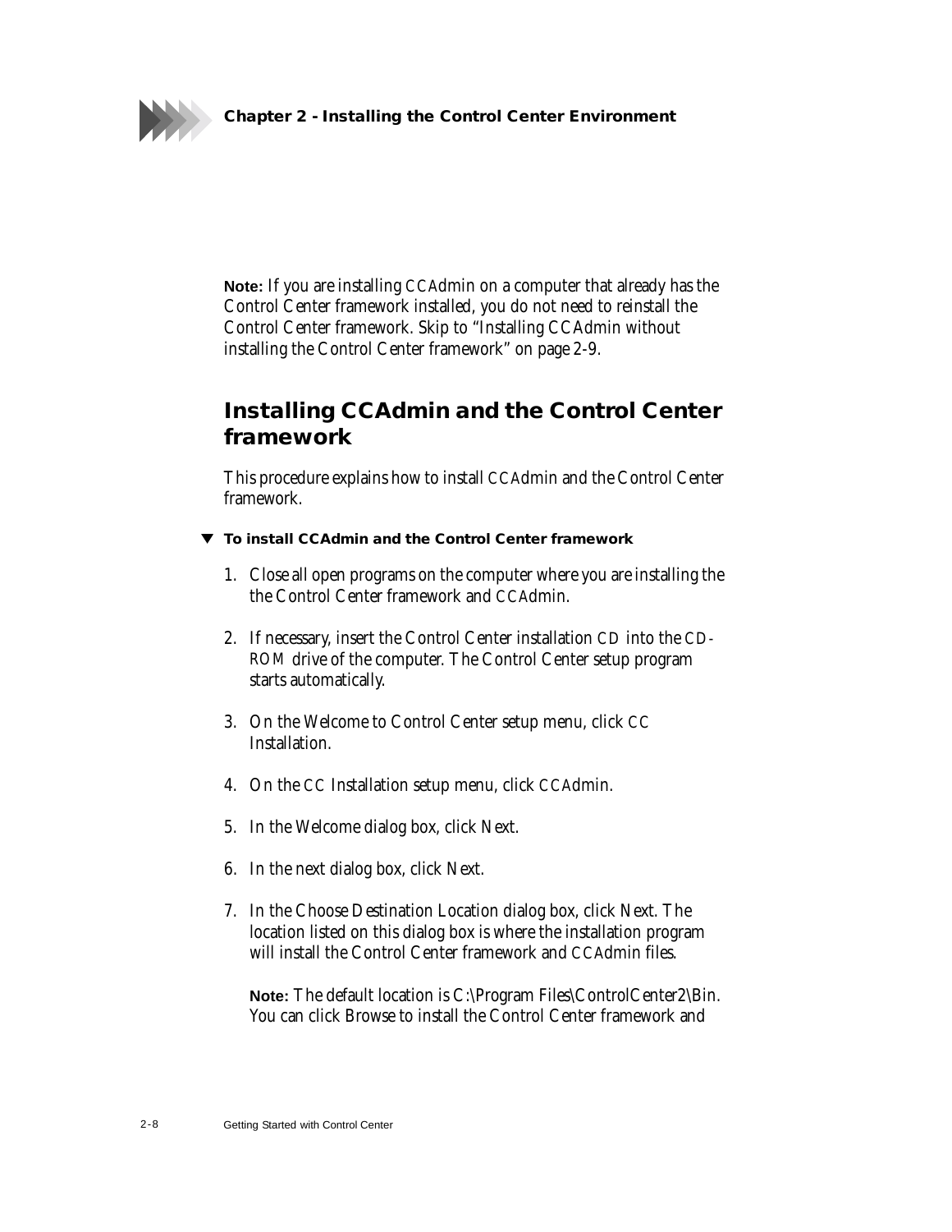**Note:** If you are installing CCAdmin on a computer that already has the Control Center framework installed, you do not need to reinstall the Control Center framework. Skip to "Installing CCAdmin without installing the Control Center framework" on page 2-9.

## Installing CCAdmin and the Control Center framework

This procedure explains how to install CCAdmin and the Control Center framework.

▼ **To install CCAdmin and the Control Center framework**

1. Close all open programs on the computer where you are installing the the Control Center framework and CCAdmin.

2. If necessary, insert the Control Center installation CD into the CD-ROM drive of the computer. The Control Center setup program starts automatically.

3. On the Welcome to Control Center setup menu, click CC Installation.

4. On the CC Installation setup menu, click CCAdmin.

5. In the Welcome dialog box, click Next.

6. In the next dialog box, click Next.

7. In the Choose Destination Location dialog box, click Next. The location listed on this dialog box is where the installation program will install the Control Center framework and CCAdmin files.

   **Note:** The default location is C:\Program Files\ControlCenter2\Bin. You can click Browse to install the Control Center framework and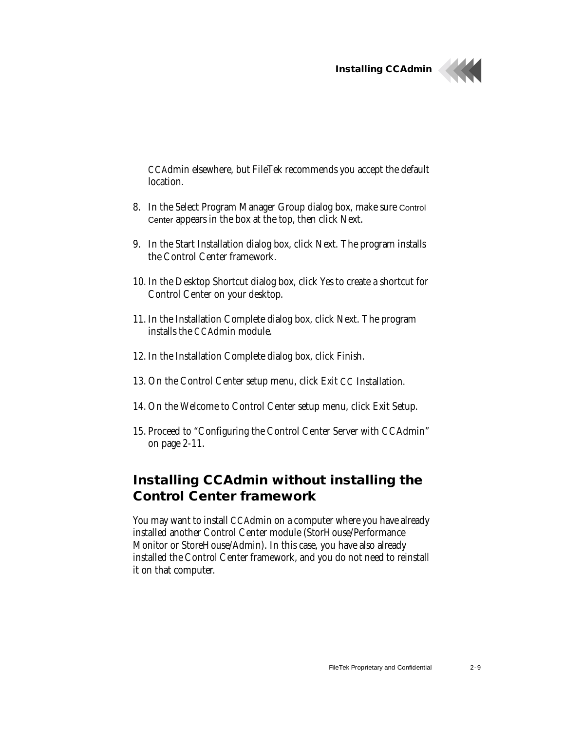CCAdmin elsewhere, but FileTek recommends you accept the default location.

8. In the Select Program Manager Group dialog box, make sure Control Center appears in the box at the top, then click Next.

9. In the Start Installation dialog box, click Next. The program installs the Control Center framework.

10. In the Desktop Shortcut dialog box, click Yes to create a shortcut for Control Center on your desktop.

11. In the Installation Complete dialog box, click Next. The program installs the CCAdmin module.

12. In the Installation Complete dialog box, click Finish.

13. On the Control Center setup menu, click Exit CC Installation.

14. On the Welcome to Control Center setup menu, click Exit Setup.

15. Proceed to "Configuring the Control Center Server with CCAdmin" on page 2-11.

## Installing CCAdmin without installing the Control Center framework

You may want to install CCAdmin on a computer where you have already installed another Control Center module (StorHouse/Performance Monitor or StoreHouse/Admin). In this case, you have also already installed the Control Center framework, and you do not need to reinstall it on that computer.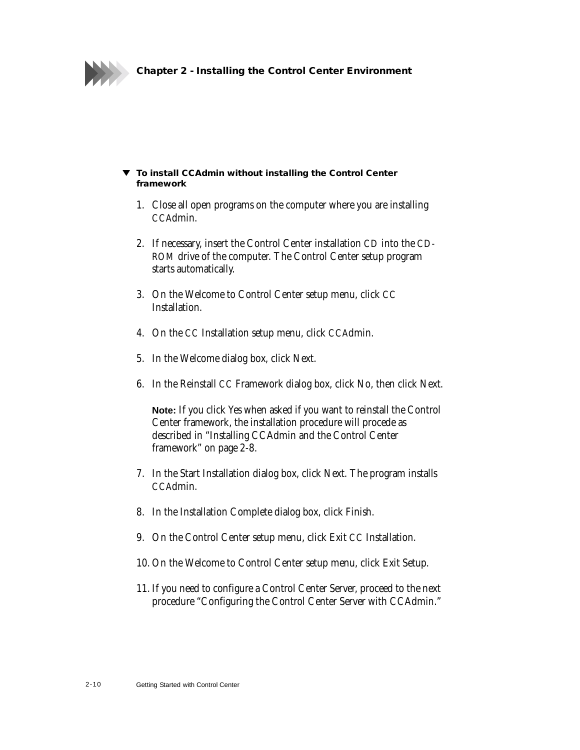### ▼ To install CCAdmin without installing the Control Center framework

1. Close all open programs on the computer where you are installing CCAdmin.

2. If necessary, insert the Control Center installation CD into the CD-ROM drive of the computer. The Control Center setup program starts automatically.

3. On the Welcome to Control Center setup menu, click CC Installation.

4. On the CC Installation setup menu, click CCAdmin.

5. In the Welcome dialog box, click Next.

6. In the Reinstall CC Framework dialog box, click No, then click Next.

   **Note:** If you click Yes when asked if you want to reinstall the Control Center framework, the installation procedure will procede as described in "Installing CCAdmin and the Control Center framework" on page 2-8.

7. In the Start Installation dialog box, click Next. The program installs CCAdmin.

8. In the Installation Complete dialog box, click Finish.

9. On the Control Center setup menu, click Exit CC Installation.

10. On the Welcome to Control Center setup menu, click Exit Setup.

11. If you need to configure a Control Center Server, proceed to the next procedure "Configuring the Control Center Server with CCAdmin."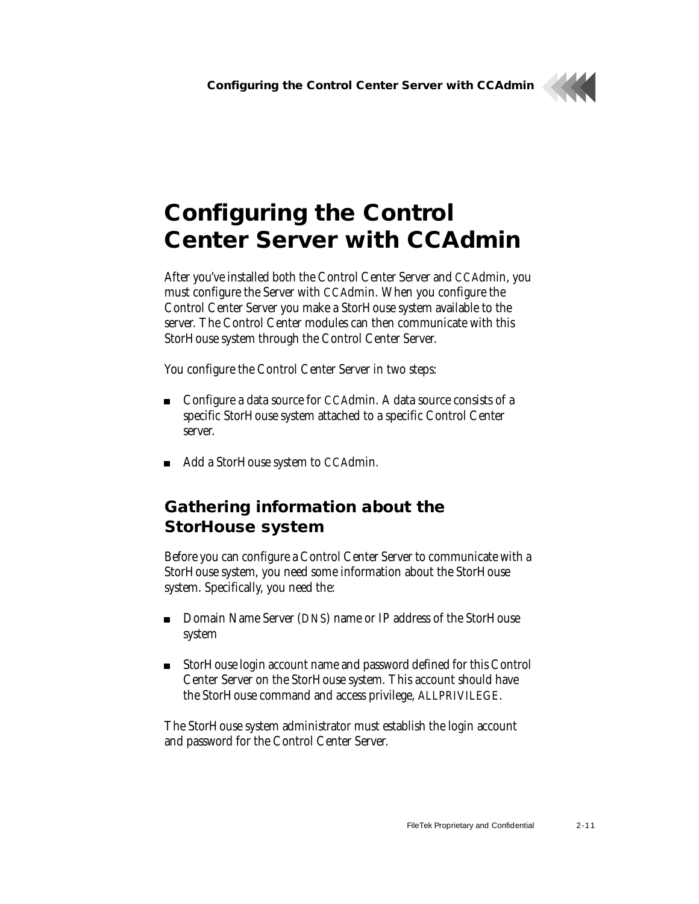# Configuring the Control Center Server with CCAdmin

After you've installed both the Control Center Server and CCAdmin, you must configure the Server with CCAdmin. When you configure the Control Center Server you make a StorHouse system available to the server. The Control Center modules can then communicate with this StorHouse system through the Control Center Server.

You configure the Control Center Server in two steps:

- Configure a data source for CCAdmin. A data source consists of a specific StorHouse system attached to a specific Control Center server.
- Add a StorHouse system to CCAdmin.

## Gathering information about the StorHouse system

Before you can configure a Control Center Server to communicate with a StorHouse system, you need some information about the StorHouse system. Specifically, you need the:

- Domain Name Server (DNS) name or IP address of the StorHouse system
- StorHouse login account name and password defined for this Control Center Server on the StorHouse system. This account should have the StorHouse command and access privilege, ALLPRIVILEGE.

The StorHouse system administrator must establish the login account and password for the Control Center Server.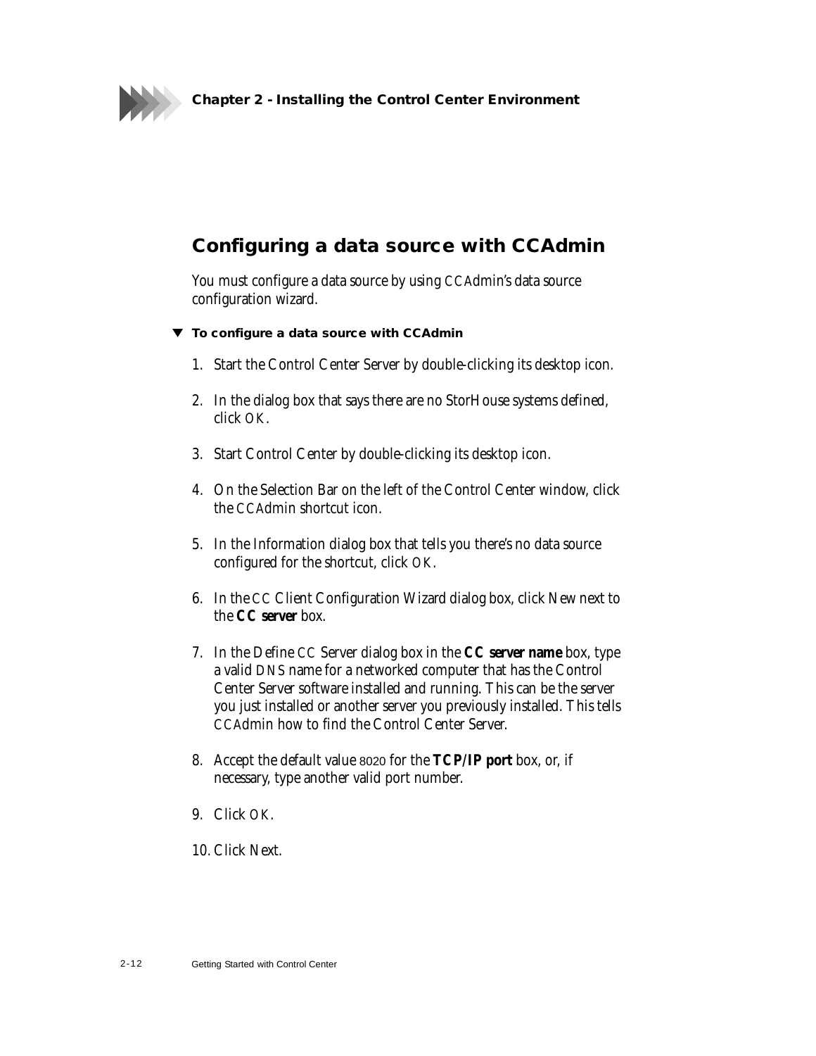## Configuring a data source with CCAdmin

You must configure a data source by using CCAdmin's data source configuration wizard.

### ▼ To configure a data source with CCAdmin

1. Start the Control Center Server by double-clicking its desktop icon.
2. In the dialog box that says there are no StorHouse systems defined, click OK.
3. Start Control Center by double-clicking its desktop icon.
4. On the Selection Bar on the left of the Control Center window, click the CCAdmin shortcut icon.
5. In the Information dialog box that tells you there's no data source configured for the shortcut, click OK.
6. In the CC Client Configuration Wizard dialog box, click New next to the **CC server** box.
7. In the Define CC Server dialog box in the **CC server name** box, type a valid DNS name for a networked computer that has the Control Center Server software installed and running. This can be the server you just installed or another server you previously installed. This tells CCAdmin how to find the Control Center Server.
8. Accept the default value 8020 for the **TCP/IP port** box, or, if necessary, type another valid port number.
9. Click OK.
10. Click Next.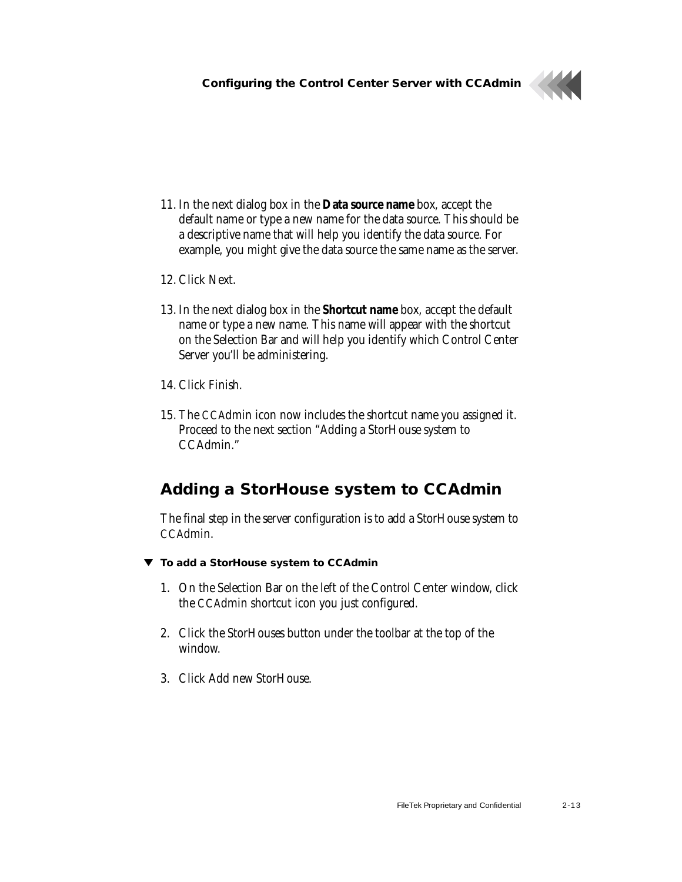11. In the next dialog box in the **Data source name** box, accept the default name or type a new name for the data source. This should be a descriptive name that will help you identify the data source. For example, you might give the data source the same name as the server.

12. Click Next.

13. In the next dialog box in the **Shortcut name** box, accept the default name or type a new name. This name will appear with the shortcut on the Selection Bar and will help you identify which Control Center Server you'll be administering.

14. Click Finish.

15. The CCAdmin icon now includes the shortcut name you assigned it. Proceed to the next section "Adding a StorHouse system to CCAdmin."

## Adding a StorHouse system to CCAdmin

The final step in the server configuration is to add a StorHouse system to CCAdmin.

▼ **To add a StorHouse system to CCAdmin**

1. On the Selection Bar on the left of the Control Center window, click the CCAdmin shortcut icon you just configured.

2. Click the StorHouses button under the toolbar at the top of the window.

3. Click Add new StorHouse.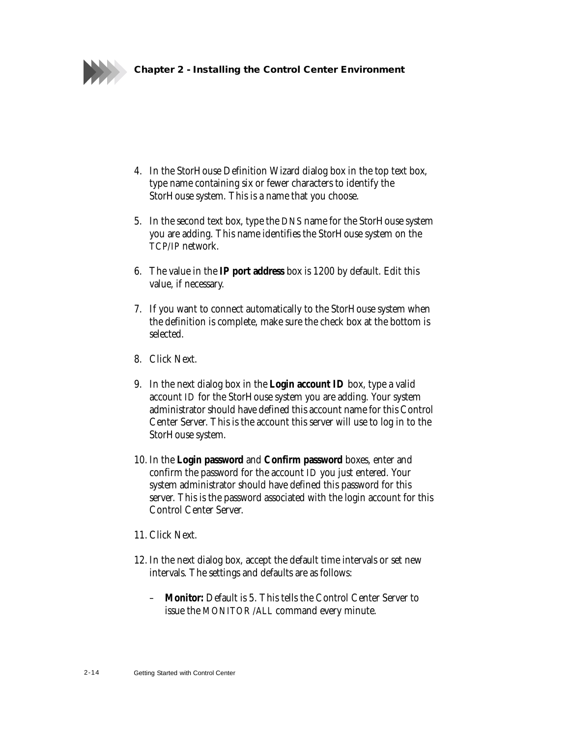4. In the StorHouse Definition Wizard dialog box in the top text box, type name containing six or fewer characters to identify the StorHouse system. This is a name that you choose.

5. In the second text box, type the DNS name for the StorHouse system you are adding. This name identifies the StorHouse system on the TCP/IP network.

6. The value in the **IP port address** box is 1200 by default. Edit this value, if necessary.

7. If you want to connect automatically to the StorHouse system when the definition is complete, make sure the check box at the bottom is selected.

8. Click Next.

9. In the next dialog box in the **Login account ID** box, type a valid account ID for the StorHouse system you are adding. Your system administrator should have defined this account name for this Control Center Server. This is the account this server will use to log in to the StorHouse system.

10. In the **Login password** and **Confirm password** boxes, enter and confirm the password for the account ID you just entered. Your system administrator should have defined this password for this server. This is the password associated with the login account for this Control Center Server.

11. Click Next.

12. In the next dialog box, accept the default time intervals or set new intervals. The settings and defaults are as follows:

    – **Monitor:** Default is 5. This tells the Control Center Server to issue the MONITOR /ALL command every minute.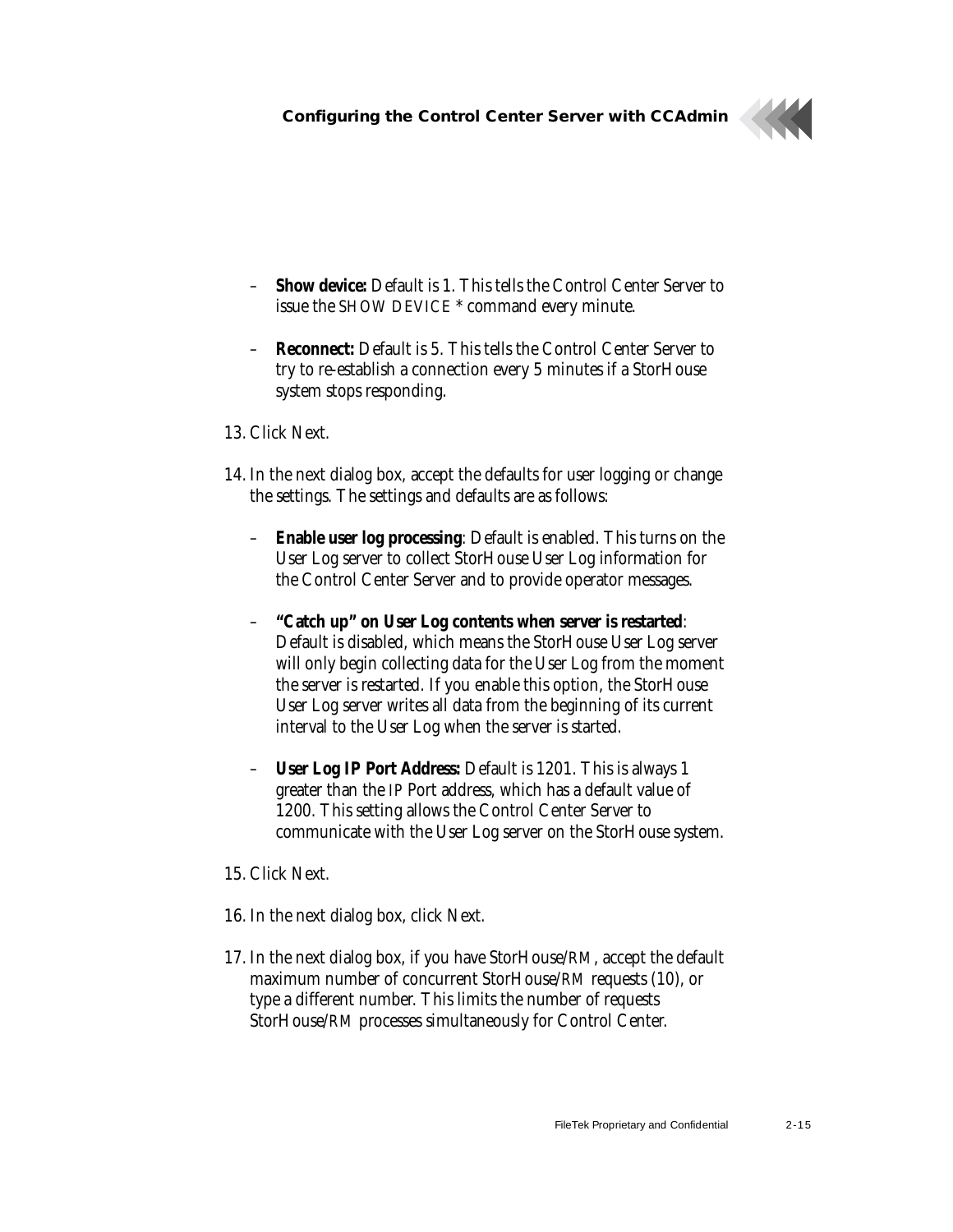- **Show device:** Default is 1. This tells the Control Center Server to issue the SHOW DEVICE * command every minute.

- **Reconnect:** Default is 5. This tells the Control Center Server to try to re-establish a connection every 5 minutes if a StorHouse system stops responding.

13. Click Next.

14. In the next dialog box, accept the defaults for user logging or change the settings. The settings and defaults are as follows:

    - **Enable user log processing**: Default is enabled. This turns on the User Log server to collect StorHouse User Log information for the Control Center Server and to provide operator messages.

    - **"Catch up" on User Log contents when server is restarted**: Default is disabled, which means the StorHouse User Log server will only begin collecting data for the User Log from the moment the server is restarted. If you enable this option, the StorHouse User Log server writes all data from the beginning of its current interval to the User Log when the server is started.

    - **User Log IP Port Address:** Default is 1201. This is always 1 greater than the IP Port address, which has a default value of 1200. This setting allows the Control Center Server to communicate with the User Log server on the StorHouse system.

15. Click Next.

16. In the next dialog box, click Next.

17. In the next dialog box, if you have StorHouse/RM, accept the default maximum number of concurrent StorHouse/RM requests (10), or type a different number. This limits the number of requests StorHouse/RM processes simultaneously for Control Center.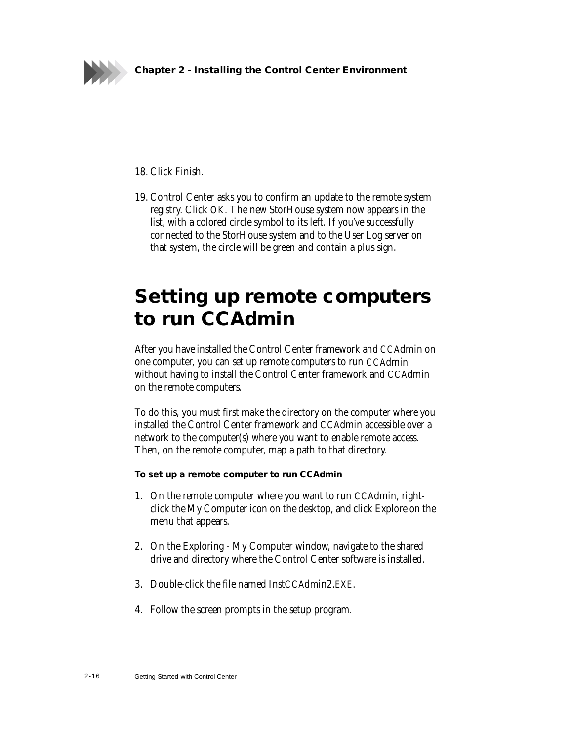18. Click Finish.

19. Control Center asks you to confirm an update to the remote system registry. Click OK. The new StorHouse system now appears in the list, with a colored circle symbol to its left. If you've successfully connected to the StorHouse system and to the User Log server on that system, the circle will be green and contain a plus sign.

# Setting up remote computers to run CCAdmin

After you have installed the Control Center framework and CCAdmin on one computer, you can set up remote computers to run CCAdmin without having to install the Control Center framework and CCAdmin on the remote computers.

To do this, you must first make the directory on the computer where you installed the Control Center framework and CCAdmin accessible over a network to the computer(s) where you want to enable remote access. Then, on the remote computer, map a path to that directory.

**To set up a remote computer to run CCAdmin**

1. On the remote computer where you want to run CCAdmin, right-click the My Computer icon on the desktop, and click Explore on the menu that appears.

2. On the Exploring - My Computer window, navigate to the shared drive and directory where the Control Center software is installed.

3. Double-click the file named InstCCAdmin2.EXE.

4. Follow the screen prompts in the setup program.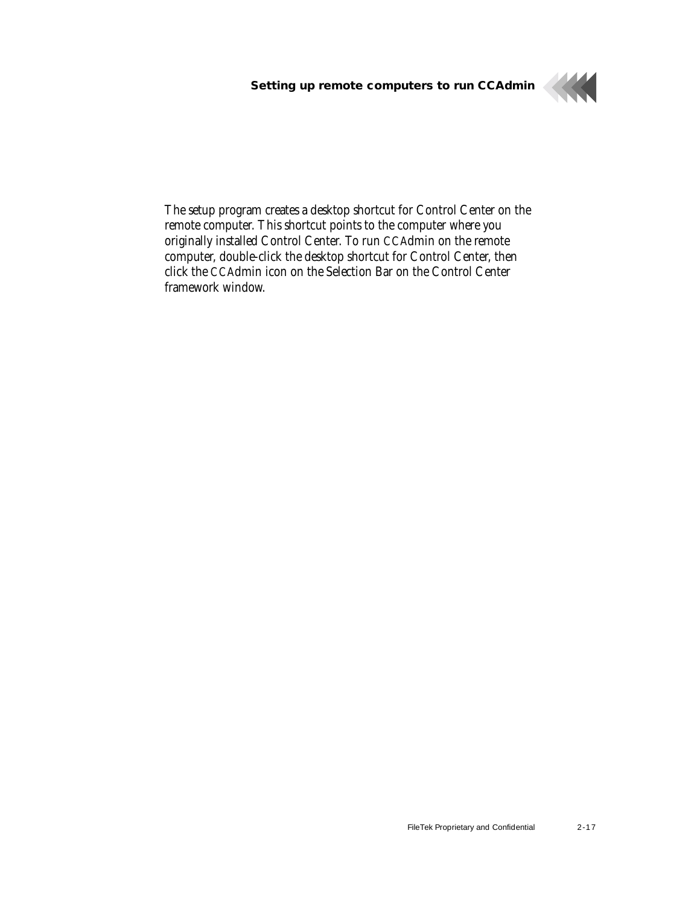The setup program creates a desktop shortcut for Control Center on the remote computer. This shortcut points to the computer where you originally installed Control Center. To run CCAdmin on the remote computer, double-click the desktop shortcut for Control Center, then click the CCAdmin icon on the Selection Bar on the Control Center framework window.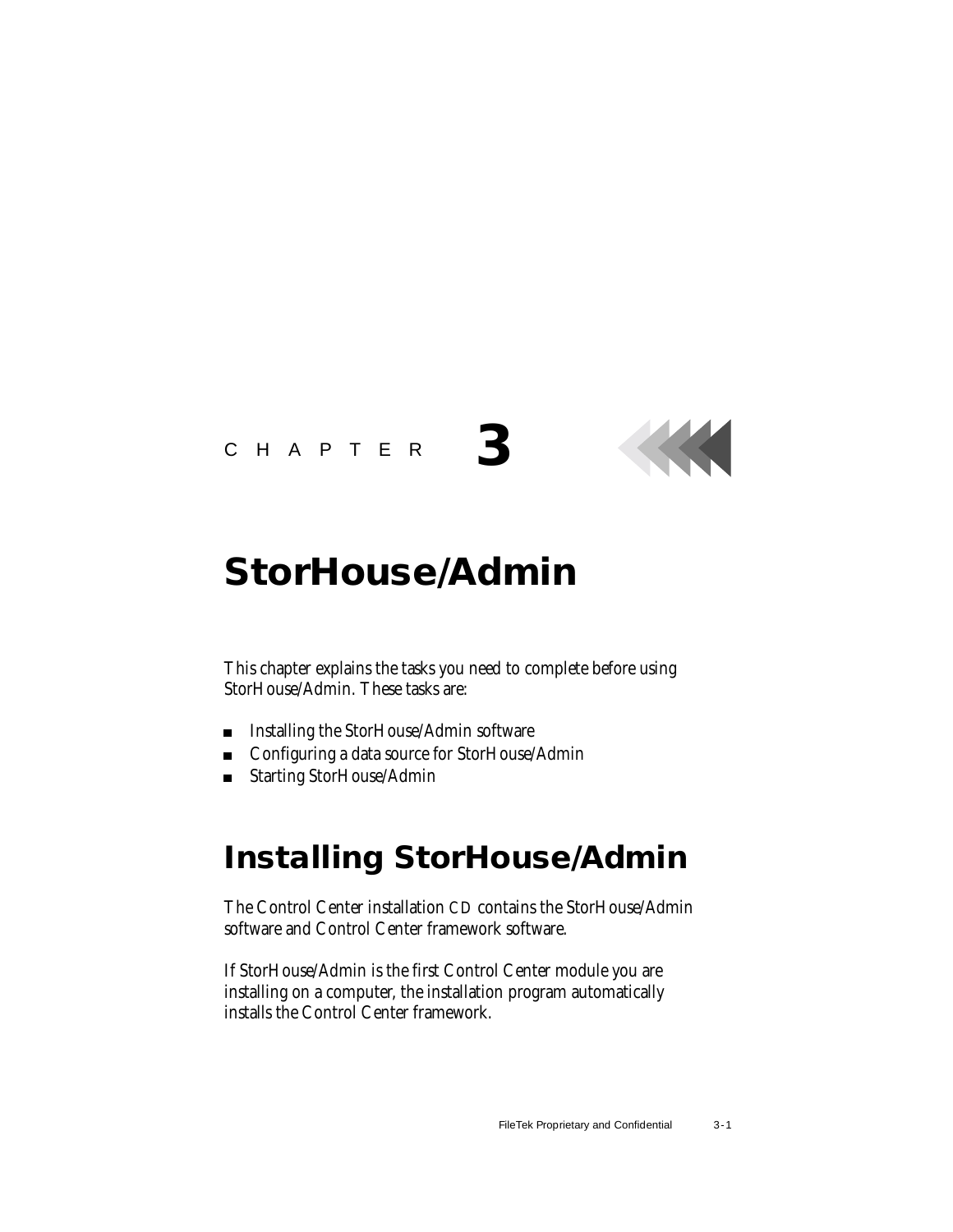CHAPTER 3

# StorHouse/Admin

This chapter explains the tasks you need to complete before using StorHouse/Admin. These tasks are:

- Installing the StorHouse/Admin software
- Configuring a data source for StorHouse/Admin
- Starting StorHouse/Admin

## Installing StorHouse/Admin

The Control Center installation CD contains the StorHouse/Admin software and Control Center framework software.

If StorHouse/Admin is the first Control Center module you are installing on a computer, the installation program automatically installs the Control Center framework.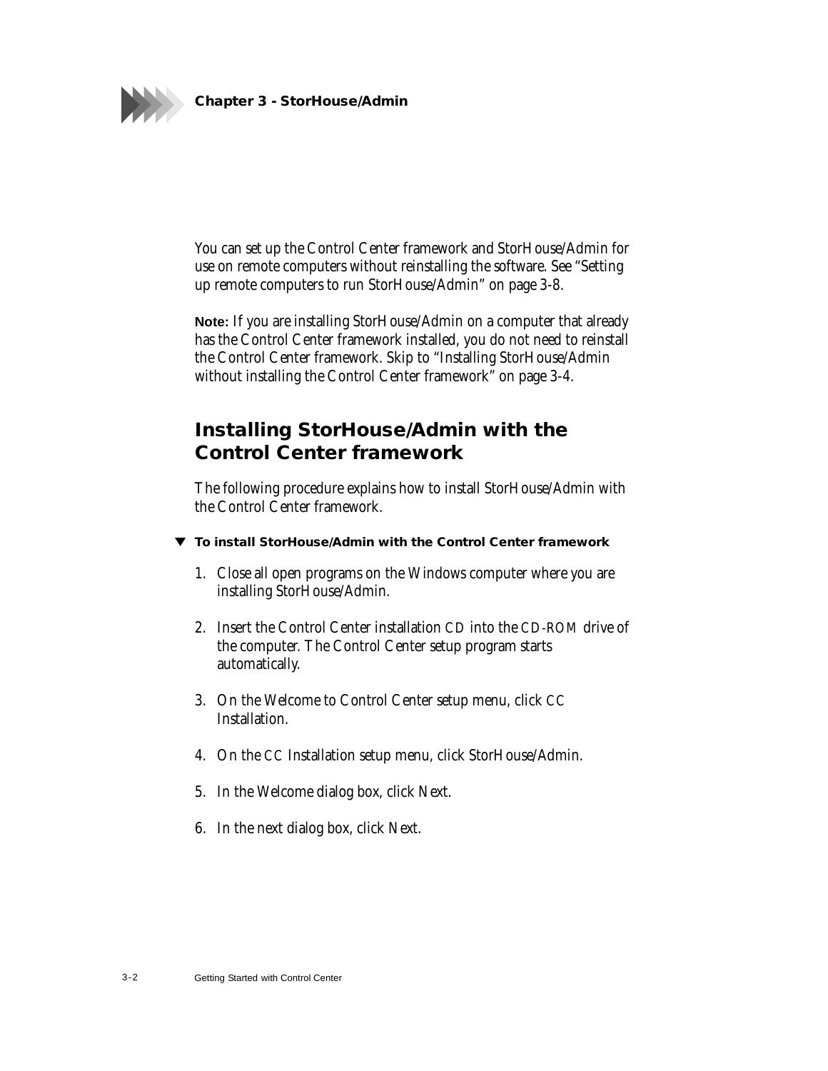You can set up the Control Center framework and StorHouse/Admin for use on remote computers without reinstalling the software. See "Setting up remote computers to run StorHouse/Admin" on page 3-8.

**Note:** If you are installing StorHouse/Admin on a computer that already has the Control Center framework installed, you do not need to reinstall the Control Center framework. Skip to "Installing StorHouse/Admin without installing the Control Center framework" on page 3-4.

## Installing StorHouse/Admin with the Control Center framework

The following procedure explains how to install StorHouse/Admin with the Control Center framework.

**▼ To install StorHouse/Admin with the Control Center framework**

1. Close all open programs on the Windows computer where you are installing StorHouse/Admin.

2. Insert the Control Center installation CD into the CD-ROM drive of the computer. The Control Center setup program starts automatically.

3. On the Welcome to Control Center setup menu, click CC Installation.

4. On the CC Installation setup menu, click StorHouse/Admin.

5. In the Welcome dialog box, click Next.

6. In the next dialog box, click Next.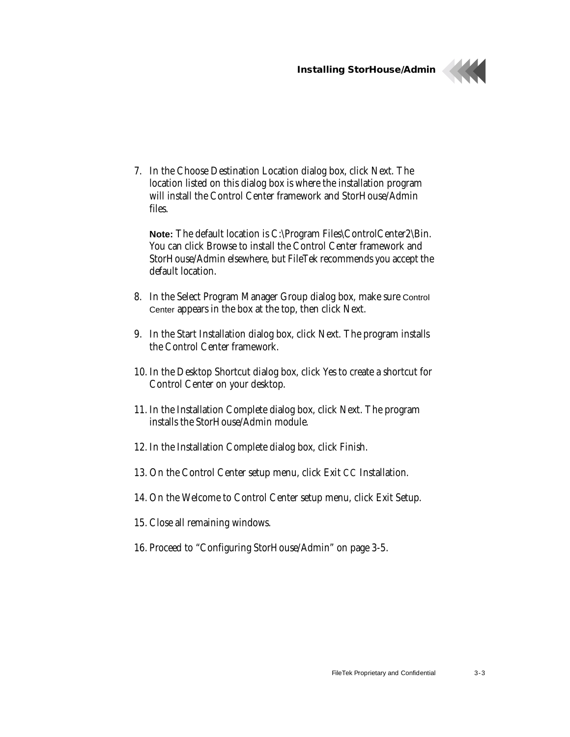7. In the Choose Destination Location dialog box, click Next. The location listed on this dialog box is where the installation program will install the Control Center framework and StorHouse/Admin files.

   **Note:** The default location is C:\Program Files\ControlCenter2\Bin. You can click Browse to install the Control Center framework and StorHouse/Admin elsewhere, but FileTek recommends you accept the default location.

8. In the Select Program Manager Group dialog box, make sure Control Center appears in the box at the top, then click Next.

9. In the Start Installation dialog box, click Next. The program installs the Control Center framework.

10. In the Desktop Shortcut dialog box, click Yes to create a shortcut for Control Center on your desktop.

11. In the Installation Complete dialog box, click Next. The program installs the StorHouse/Admin module.

12. In the Installation Complete dialog box, click Finish.

13. On the Control Center setup menu, click Exit CC Installation.

14. On the Welcome to Control Center setup menu, click Exit Setup.

15. Close all remaining windows.

16. Proceed to "Configuring StorHouse/Admin" on page 3-5.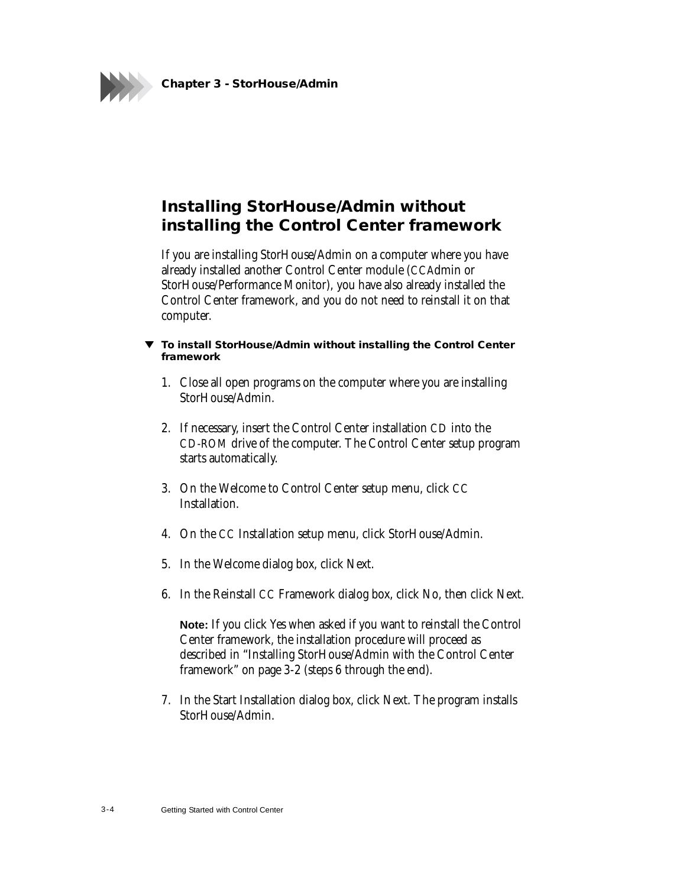## Installing StorHouse/Admin without installing the Control Center framework

If you are installing StorHouse/Admin on a computer where you have already installed another Control Center module (CCAdmin or StorHouse/Performance Monitor), you have also already installed the Control Center framework, and you do not need to reinstall it on that computer.

**▼ To install StorHouse/Admin without installing the Control Center framework**

1. Close all open programs on the computer where you are installing StorHouse/Admin.

2. If necessary, insert the Control Center installation CD into the CD-ROM drive of the computer. The Control Center setup program starts automatically.

3. On the Welcome to Control Center setup menu, click CC Installation.

4. On the CC Installation setup menu, click StorHouse/Admin.

5. In the Welcome dialog box, click Next.

6. In the Reinstall CC Framework dialog box, click No, then click Next.

   **Note:** If you click Yes when asked if you want to reinstall the Control Center framework, the installation procedure will proceed as described in "Installing StorHouse/Admin with the Control Center framework" on page 3-2 (steps 6 through the end).

7. In the Start Installation dialog box, click Next. The program installs StorHouse/Admin.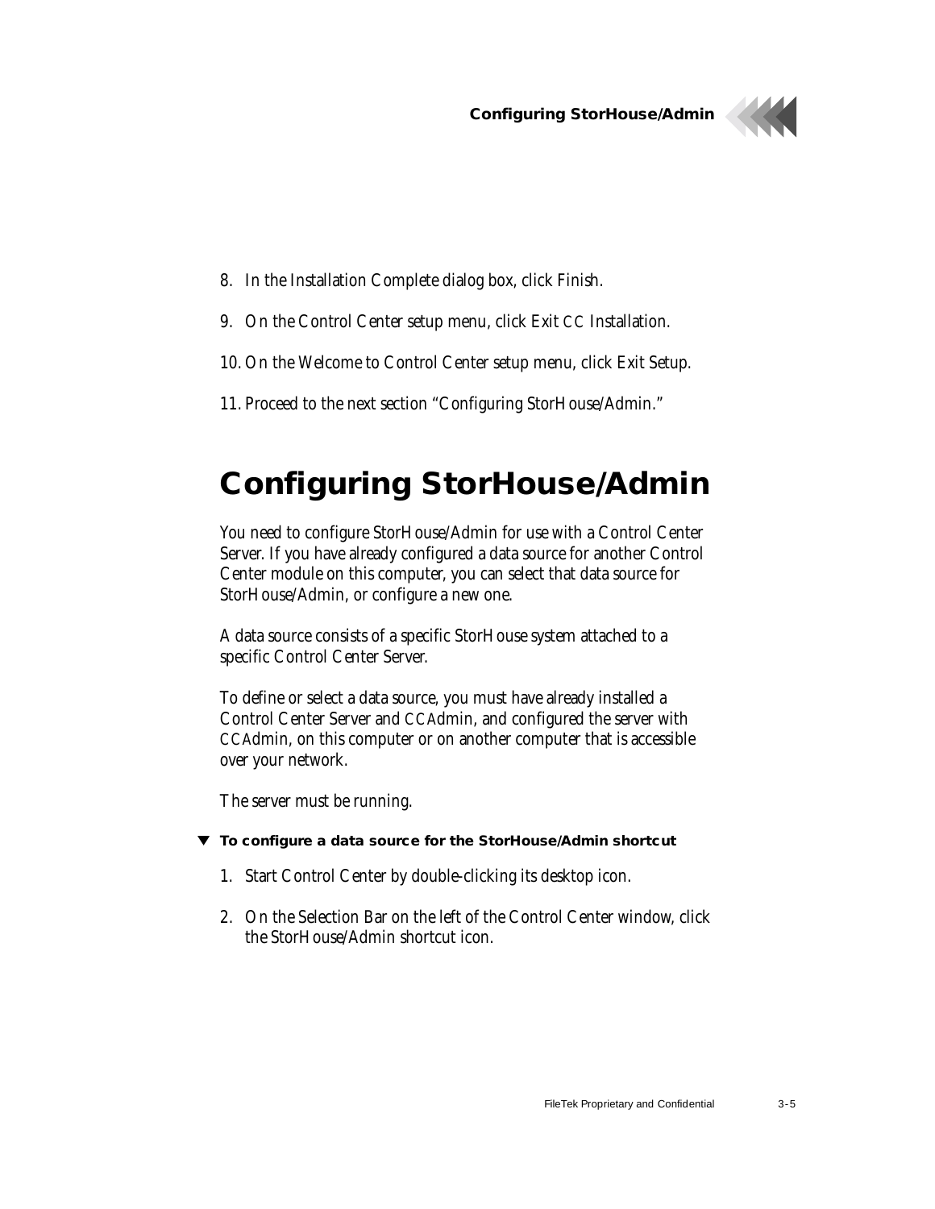8. In the Installation Complete dialog box, click Finish.

9. On the Control Center setup menu, click Exit CC Installation.

10. On the Welcome to Control Center setup menu, click Exit Setup.

11. Proceed to the next section "Configuring StorHouse/Admin."

# Configuring StorHouse/Admin

You need to configure StorHouse/Admin for use with a Control Center Server. If you have already configured a data source for another Control Center module on this computer, you can select that data source for StorHouse/Admin, or configure a new one.

A data source consists of a specific StorHouse system attached to a specific Control Center Server.

To define or select a data source, you must have already installed a Control Center Server and CCAdmin, and configured the server with CCAdmin, on this computer or on another computer that is accessible over your network.

The server must be running.

▼ **To configure a data source for the StorHouse/Admin shortcut**

1. Start Control Center by double-clicking its desktop icon.

2. On the Selection Bar on the left of the Control Center window, click the StorHouse/Admin shortcut icon.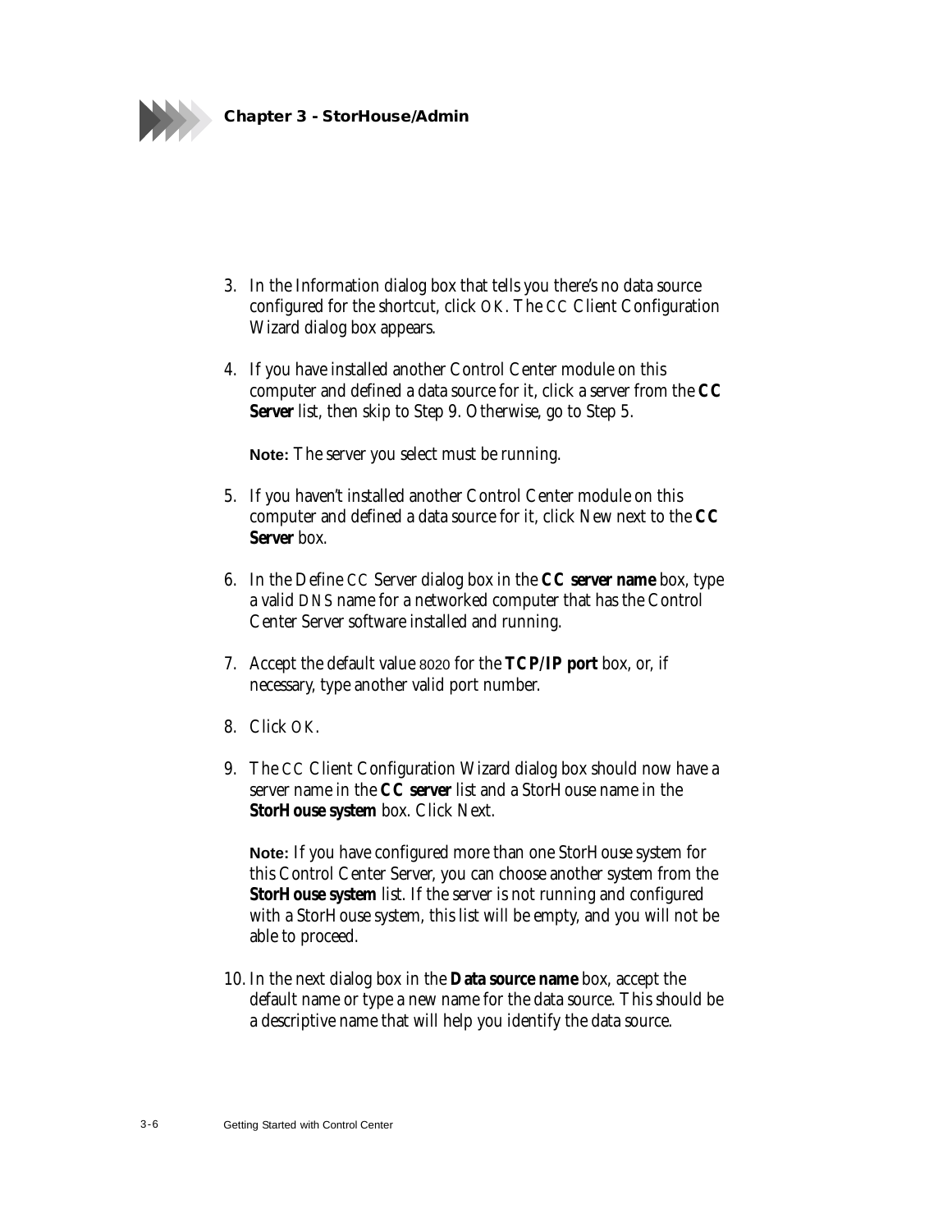3. In the Information dialog box that tells you there's no data source configured for the shortcut, click OK. The CC Client Configuration Wizard dialog box appears.

4. If you have installed another Control Center module on this computer and defined a data source for it, click a server from the **CC Server** list, then skip to Step 9. Otherwise, go to Step 5.

   **Note:** The server you select must be running.

5. If you haven't installed another Control Center module on this computer and defined a data source for it, click New next to the **CC Server** box.

6. In the Define CC Server dialog box in the **CC server name** box, type a valid DNS name for a networked computer that has the Control Center Server software installed and running.

7. Accept the default value 8020 for the **TCP/IP port** box, or, if necessary, type another valid port number.

8. Click OK.

9. The CC Client Configuration Wizard dialog box should now have a server name in the **CC server** list and a StorHouse name in the **StorHouse system** box. Click Next.

   **Note:** If you have configured more than one StorHouse system for this Control Center Server, you can choose another system from the **StorHouse system** list. If the server is not running and configured with a StorHouse system, this list will be empty, and you will not be able to proceed.

10. In the next dialog box in the **Data source name** box, accept the default name or type a new name for the data source. This should be a descriptive name that will help you identify the data source.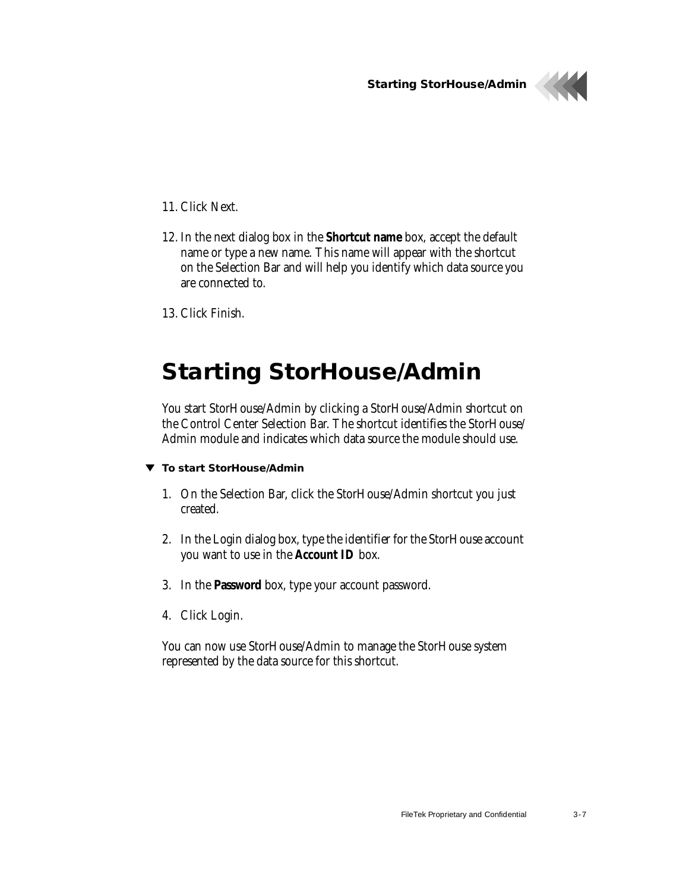11. Click Next.

12. In the next dialog box in the **Shortcut name** box, accept the default name or type a new name. This name will appear with the shortcut on the Selection Bar and will help you identify which data source you are connected to.

13. Click Finish.

## Starting StorHouse/Admin

You start StorHouse/Admin by clicking a StorHouse/Admin shortcut on the Control Center Selection Bar. The shortcut identifies the StorHouse/Admin module and indicates which data source the module should use.

▼ **To start StorHouse/Admin**

1. On the Selection Bar, click the StorHouse/Admin shortcut you just created.

2. In the Login dialog box, type the identifier for the StorHouse account you want to use in the **Account ID** box.

3. In the **Password** box, type your account password.

4. Click Login.

You can now use StorHouse/Admin to manage the StorHouse system represented by the data source for this shortcut.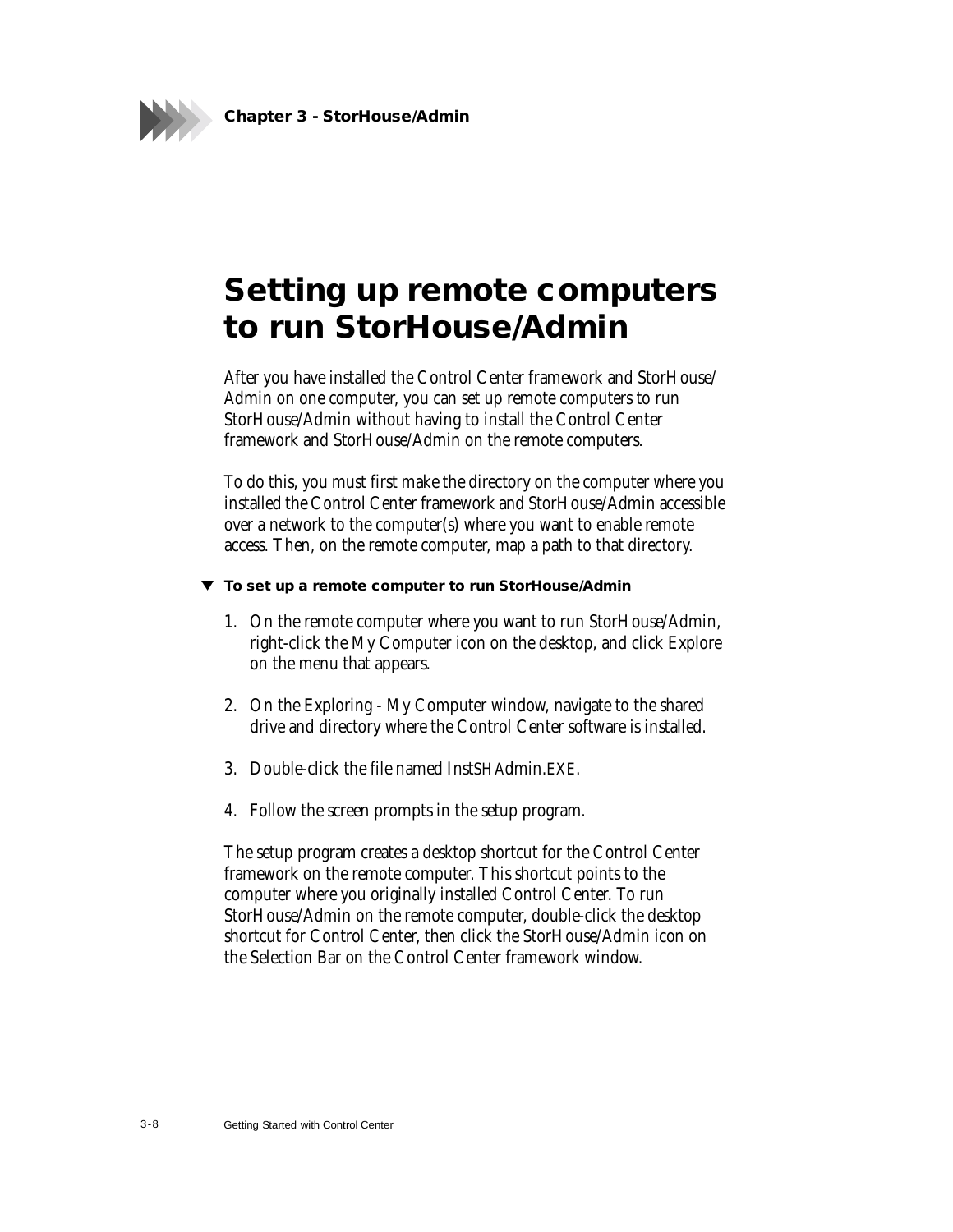# Setting up remote computers to run StorHouse/Admin

After you have installed the Control Center framework and StorHouse/Admin on one computer, you can set up remote computers to run StorHouse/Admin without having to install the Control Center framework and StorHouse/Admin on the remote computers.

To do this, you must first make the directory on the computer where you installed the Control Center framework and StorHouse/Admin accessible over a network to the computer(s) where you want to enable remote access. Then, on the remote computer, map a path to that directory.

**▼ To set up a remote computer to run StorHouse/Admin**

1. On the remote computer where you want to run StorHouse/Admin, right-click the My Computer icon on the desktop, and click Explore on the menu that appears.
2. On the Exploring - My Computer window, navigate to the shared drive and directory where the Control Center software is installed.
3. Double-click the file named InstSHAdmin.EXE.
4. Follow the screen prompts in the setup program.

The setup program creates a desktop shortcut for the Control Center framework on the remote computer. This shortcut points to the computer where you originally installed Control Center. To run StorHouse/Admin on the remote computer, double-click the desktop shortcut for Control Center, then click the StorHouse/Admin icon on the Selection Bar on the Control Center framework window.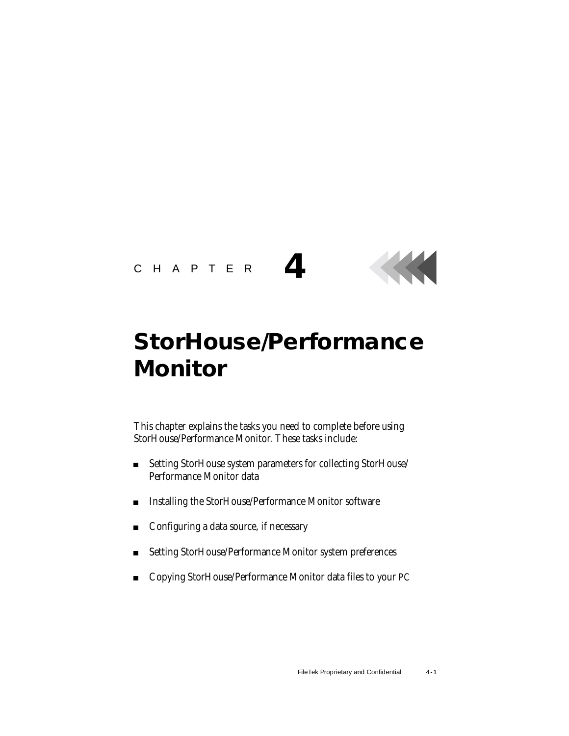CHAPTER 4

# StorHouse/Performance Monitor

This chapter explains the tasks you need to complete before using StorHouse/Performance Monitor. These tasks include:

- Setting StorHouse system parameters for collecting StorHouse/ Performance Monitor data
- Installing the StorHouse/Performance Monitor software
- Configuring a data source, if necessary
- Setting StorHouse/Performance Monitor system preferences
- Copying StorHouse/Performance Monitor data files to your PC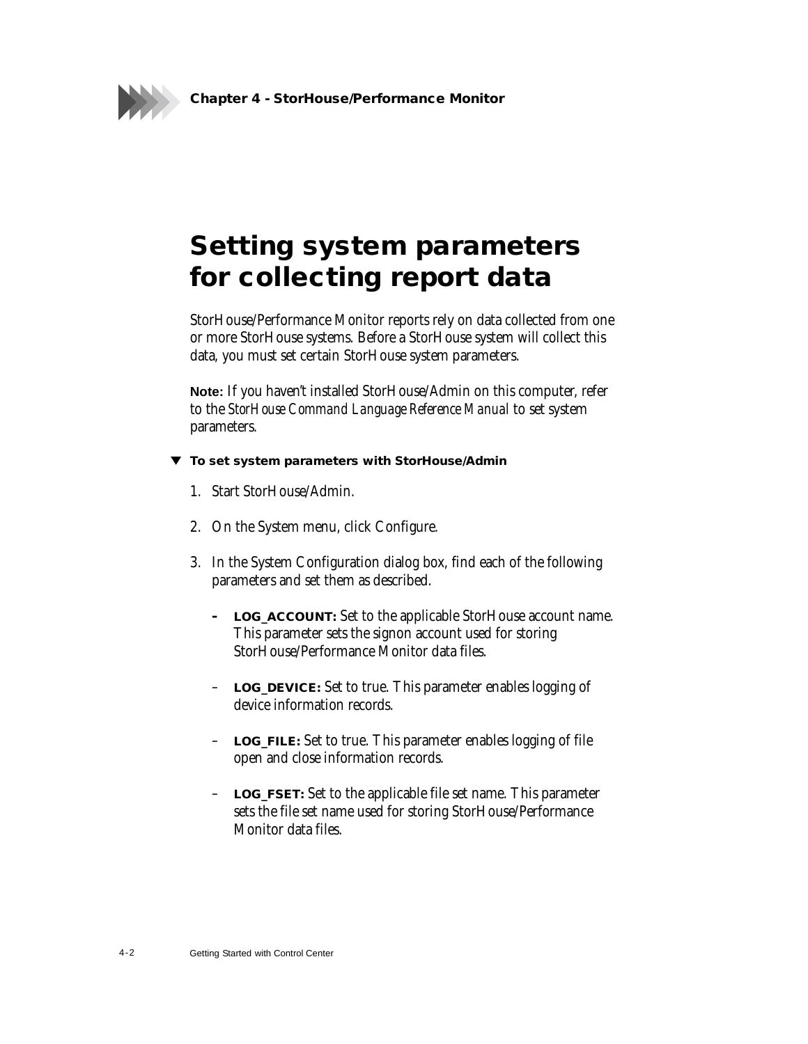# Setting system parameters for collecting report data

StorHouse/Performance Monitor reports rely on data collected from one or more StorHouse systems. Before a StorHouse system will collect this data, you must set certain StorHouse system parameters.

**Note:** If you haven't installed StorHouse/Admin on this computer, refer to the *StorHouse Command Language Reference Manual* to set system parameters.

▼ **To set system parameters with StorHouse/Admin**

1. Start StorHouse/Admin.
2. On the System menu, click Configure.
3. In the System Configuration dialog box, find each of the following parameters and set them as described.
   - **LOG_ACCOUNT:** Set to the applicable StorHouse account name. This parameter sets the signon account used for storing StorHouse/Performance Monitor data files.
   - **LOG_DEVICE:** Set to true. This parameter enables logging of device information records.
   - **LOG_FILE:** Set to true. This parameter enables logging of file open and close information records.
   - **LOG_FSET:** Set to the applicable file set name. This parameter sets the file set name used for storing StorHouse/Performance Monitor data files.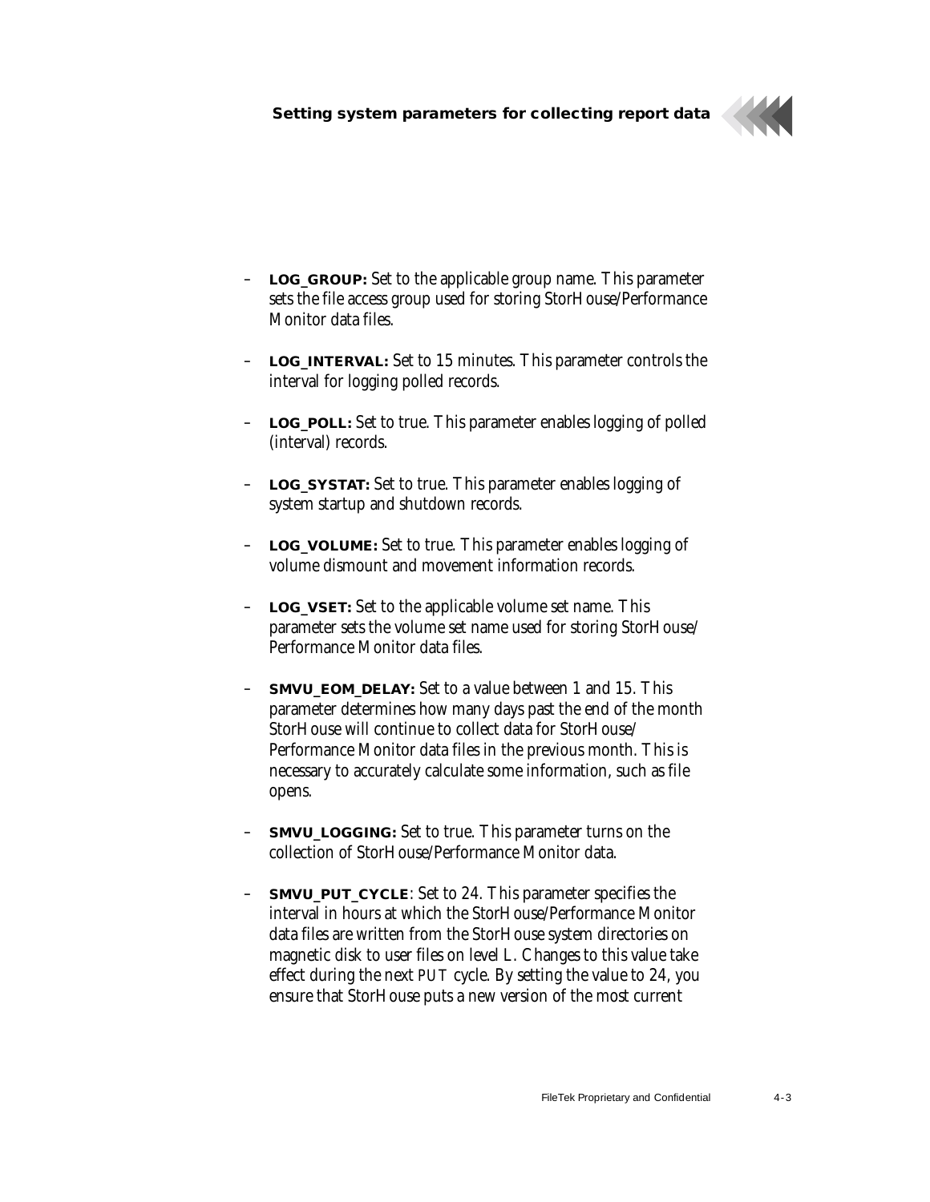- **LOG_GROUP:** Set to the applicable group name. This parameter sets the file access group used for storing StorHouse/Performance Monitor data files.

- **LOG_INTERVAL:** Set to 15 minutes. This parameter controls the interval for logging polled records.

- **LOG_POLL:** Set to true. This parameter enables logging of polled (interval) records.

- **LOG_SYSTAT:** Set to true. This parameter enables logging of system startup and shutdown records.

- **LOG_VOLUME:** Set to true. This parameter enables logging of volume dismount and movement information records.

- **LOG_VSET:** Set to the applicable volume set name. This parameter sets the volume set name used for storing StorHouse/Performance Monitor data files.

- **SMVU_EOM_DELAY:** Set to a value between 1 and 15. This parameter determines how many days past the end of the month StorHouse will continue to collect data for StorHouse/Performance Monitor data files in the previous month. This is necessary to accurately calculate some information, such as file opens.

- **SMVU_LOGGING:** Set to true. This parameter turns on the collection of StorHouse/Performance Monitor data.

- **SMVU_PUT_CYCLE**: Set to 24. This parameter specifies the interval in hours at which the StorHouse/Performance Monitor data files are written from the StorHouse system directories on magnetic disk to user files on level L. Changes to this value take effect during the next PUT cycle. By setting the value to 24, you ensure that StorHouse puts a new version of the most current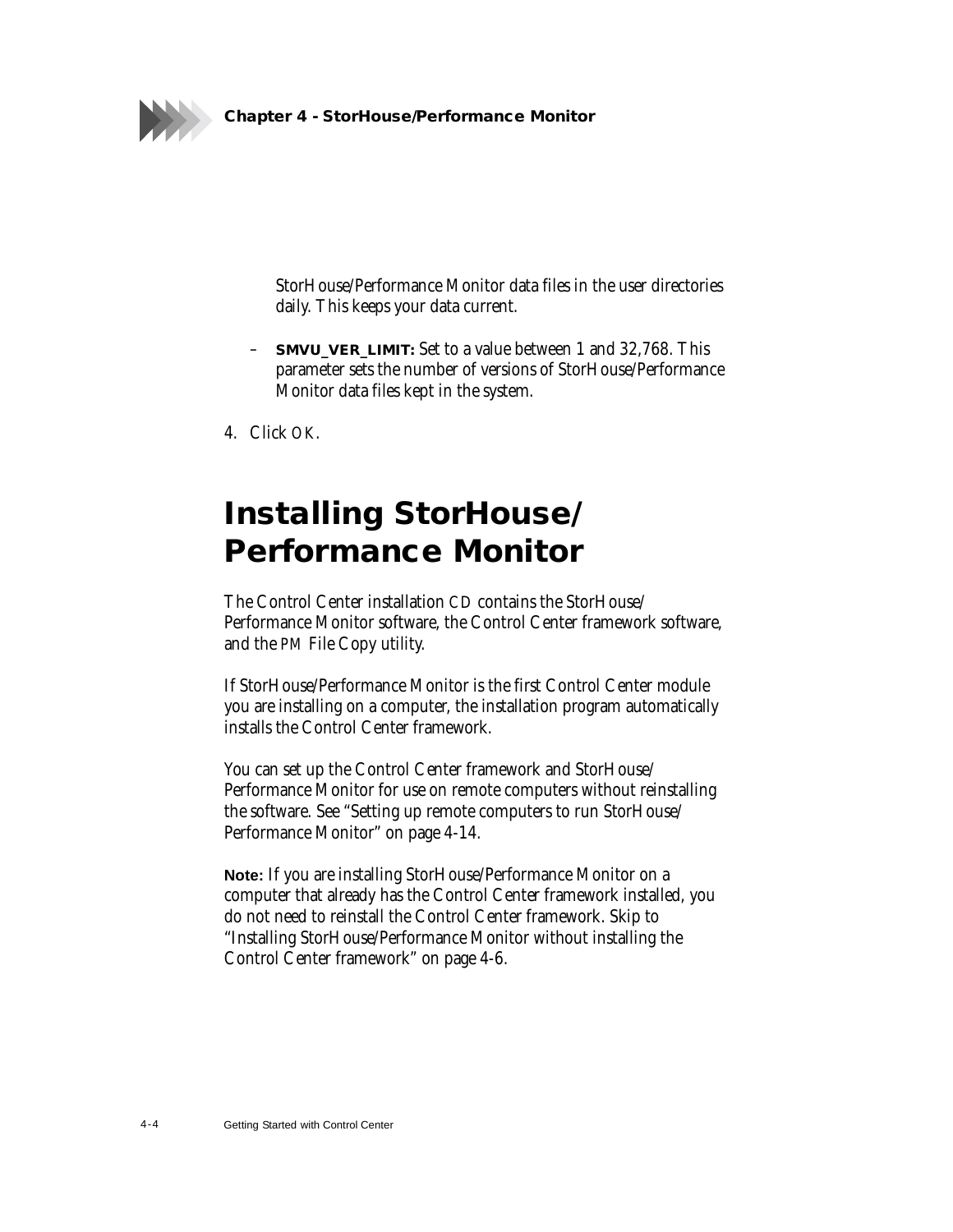StorHouse/Performance Monitor data files in the user directories daily. This keeps your data current.

– **SMVU_VER_LIMIT:** Set to a value between 1 and 32,768. This parameter sets the number of versions of StorHouse/Performance Monitor data files kept in the system.

4. Click OK.

# Installing StorHouse/ Performance Monitor

The Control Center installation CD contains the StorHouse/ Performance Monitor software, the Control Center framework software, and the PM File Copy utility.

If StorHouse/Performance Monitor is the first Control Center module you are installing on a computer, the installation program automatically installs the Control Center framework.

You can set up the Control Center framework and StorHouse/ Performance Monitor for use on remote computers without reinstalling the software. See “Setting up remote computers to run StorHouse/ Performance Monitor” on page 4-14.

**Note:** If you are installing StorHouse/Performance Monitor on a computer that already has the Control Center framework installed, you do not need to reinstall the Control Center framework. Skip to “Installing StorHouse/Performance Monitor without installing the Control Center framework” on page 4-6.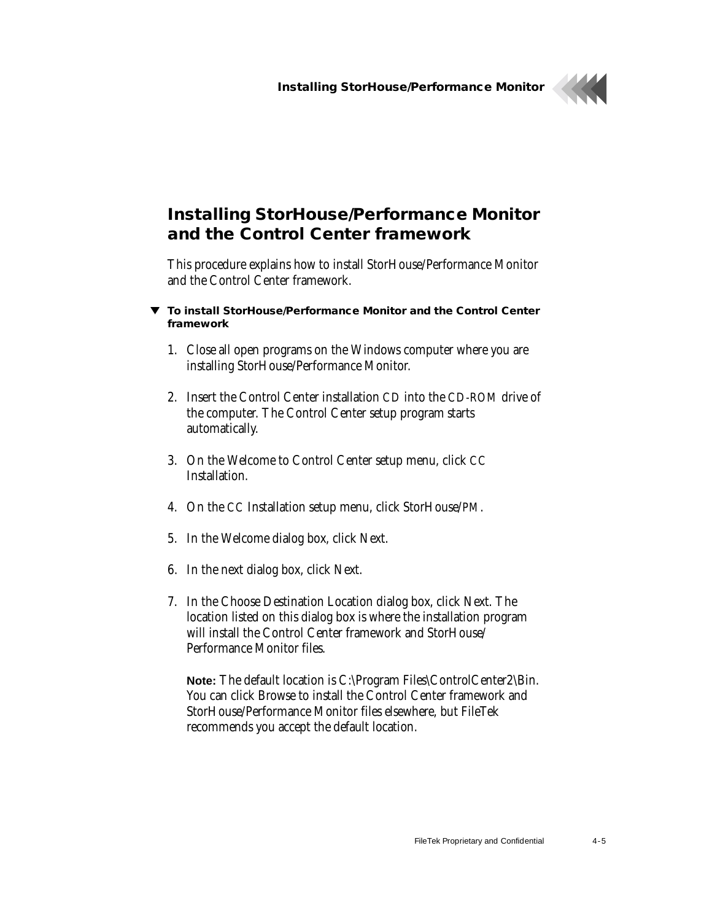## Installing StorHouse/Performance Monitor and the Control Center framework

This procedure explains how to install StorHouse/Performance Monitor and the Control Center framework.

▼ **To install StorHouse/Performance Monitor and the Control Center framework**

1. Close all open programs on the Windows computer where you are installing StorHouse/Performance Monitor.

2. Insert the Control Center installation CD into the CD-ROM drive of the computer. The Control Center setup program starts automatically.

3. On the Welcome to Control Center setup menu, click CC Installation.

4. On the CC Installation setup menu, click StorHouse/PM.

5. In the Welcome dialog box, click Next.

6. In the next dialog box, click Next.

7. In the Choose Destination Location dialog box, click Next. The location listed on this dialog box is where the installation program will install the Control Center framework and StorHouse/Performance Monitor files.

   **Note:** The default location is C:\Program Files\ControlCenter2\Bin. You can click Browse to install the Control Center framework and StorHouse/Performance Monitor files elsewhere, but FileTek recommends you accept the default location.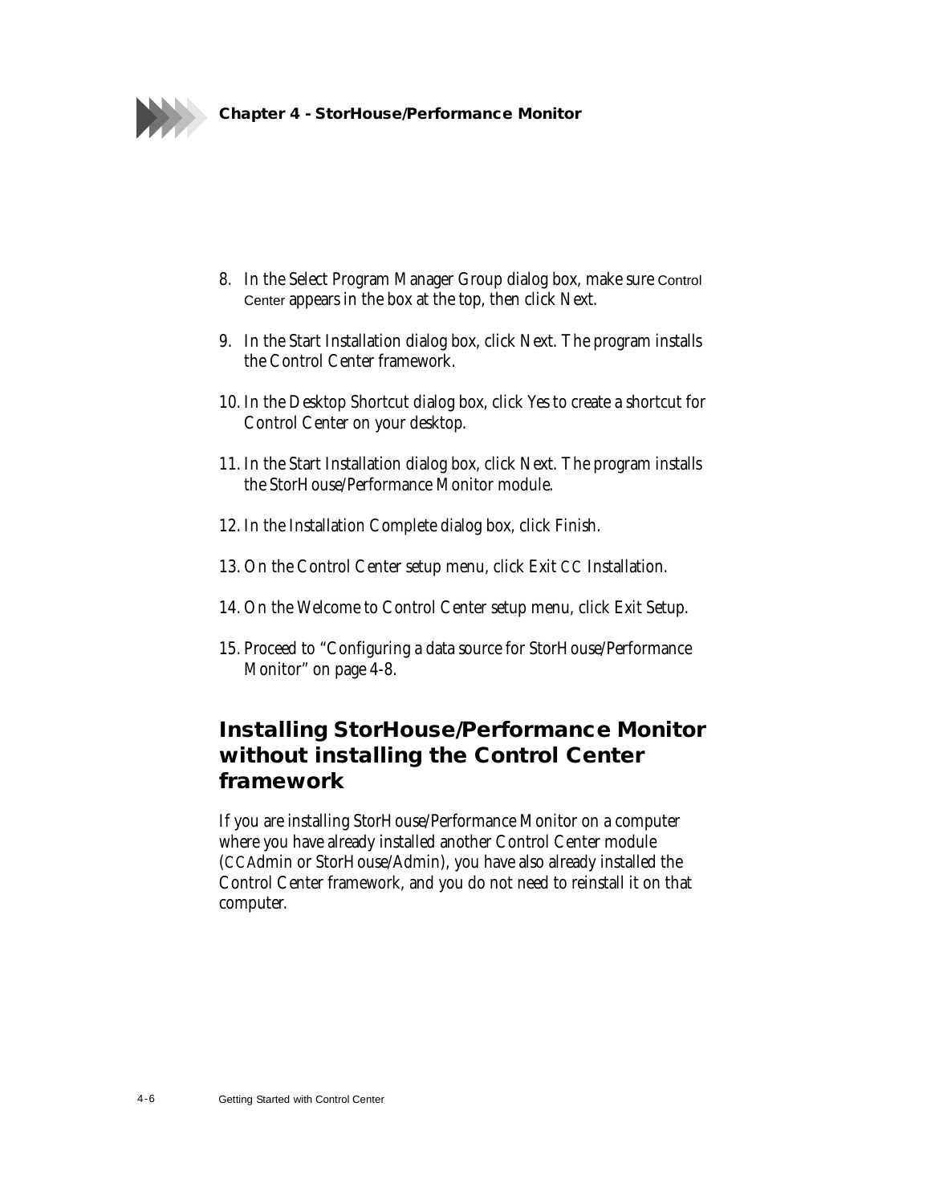8. In the Select Program Manager Group dialog box, make sure Control Center appears in the box at the top, then click Next.

9. In the Start Installation dialog box, click Next. The program installs the Control Center framework.

10. In the Desktop Shortcut dialog box, click Yes to create a shortcut for Control Center on your desktop.

11. In the Start Installation dialog box, click Next. The program installs the StorHouse/Performance Monitor module.

12. In the Installation Complete dialog box, click Finish.

13. On the Control Center setup menu, click Exit CC Installation.

14. On the Welcome to Control Center setup menu, click Exit Setup.

15. Proceed to "Configuring a data source for StorHouse/Performance Monitor" on page 4-8.

## Installing StorHouse/Performance Monitor without installing the Control Center framework

If you are installing StorHouse/Performance Monitor on a computer where you have already installed another Control Center module (CCAdmin or StorHouse/Admin), you have also already installed the Control Center framework, and you do not need to reinstall it on that computer.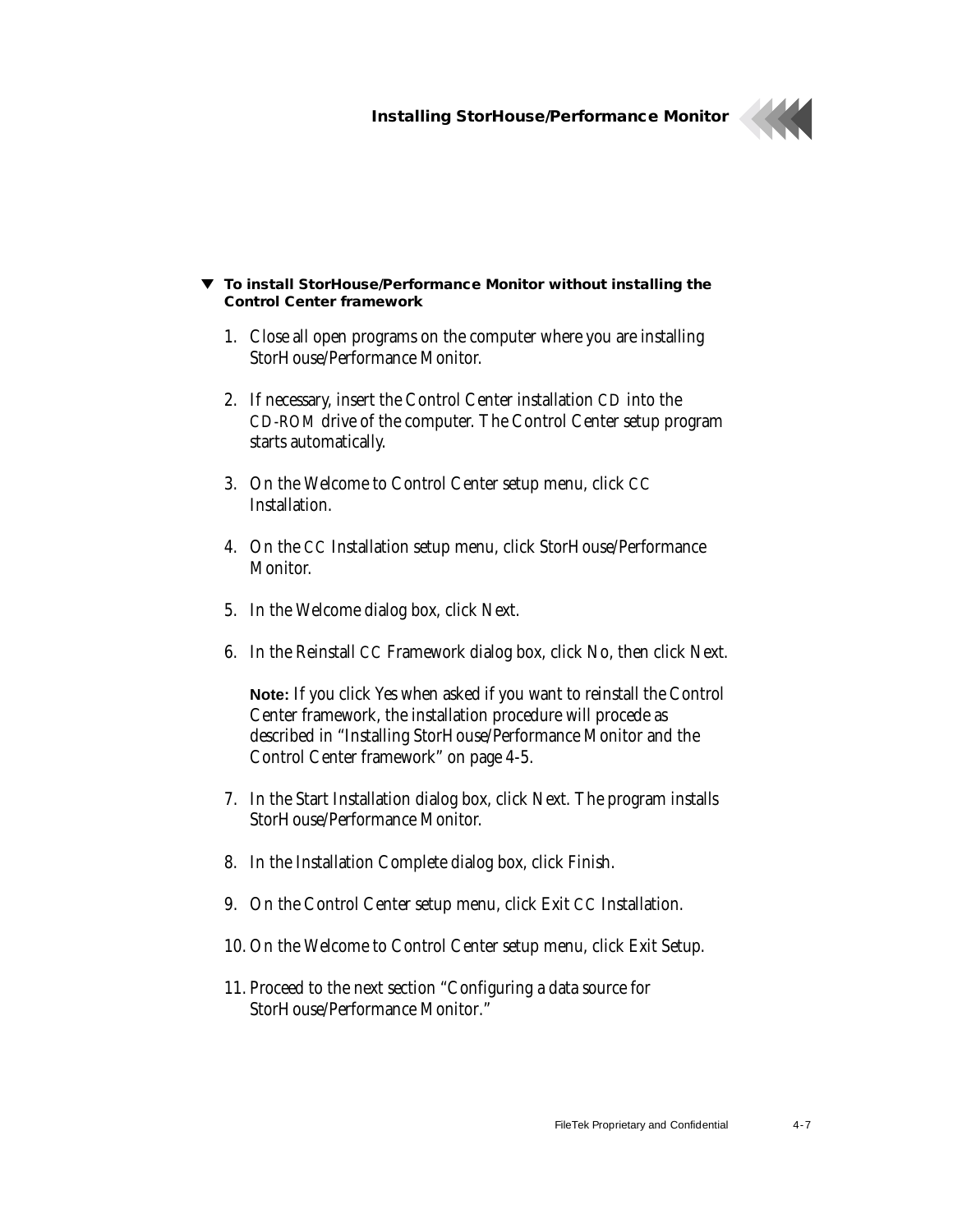### ▼ To install StorHouse/Performance Monitor without installing the Control Center framework

1. Close all open programs on the computer where you are installing StorHouse/Performance Monitor.

2. If necessary, insert the Control Center installation CD into the CD-ROM drive of the computer. The Control Center setup program starts automatically.

3. On the Welcome to Control Center setup menu, click CC Installation.

4. On the CC Installation setup menu, click StorHouse/Performance Monitor.

5. In the Welcome dialog box, click Next.

6. In the Reinstall CC Framework dialog box, click No, then click Next.

   **Note:** If you click Yes when asked if you want to reinstall the Control Center framework, the installation procedure will procede as described in "Installing StorHouse/Performance Monitor and the Control Center framework" on page 4-5.

7. In the Start Installation dialog box, click Next. The program installs StorHouse/Performance Monitor.

8. In the Installation Complete dialog box, click Finish.

9. On the Control Center setup menu, click Exit CC Installation.

10. On the Welcome to Control Center setup menu, click Exit Setup.

11. Proceed to the next section "Configuring a data source for StorHouse/Performance Monitor."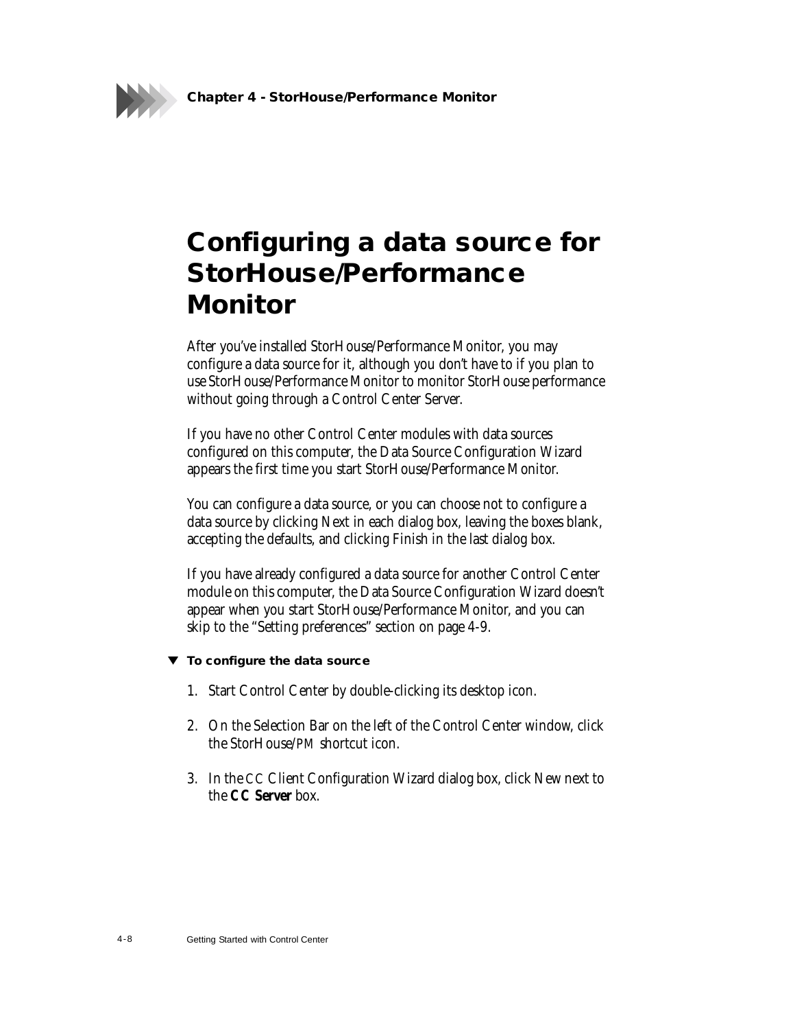# Configuring a data source for StorHouse/Performance Monitor

After you've installed StorHouse/Performance Monitor, you may configure a data source for it, although you don't have to if you plan to use StorHouse/Performance Monitor to monitor StorHouse performance without going through a Control Center Server.

If you have no other Control Center modules with data sources configured on this computer, the Data Source Configuration Wizard appears the first time you start StorHouse/Performance Monitor.

You can configure a data source, or you can choose not to configure a data source by clicking Next in each dialog box, leaving the boxes blank, accepting the defaults, and clicking Finish in the last dialog box.

If you have already configured a data source for another Control Center module on this computer, the Data Source Configuration Wizard doesn't appear when you start StorHouse/Performance Monitor, and you can skip to the "Setting preferences" section on page 4-9.

▼ **To configure the data source**

1. Start Control Center by double-clicking its desktop icon.
2. On the Selection Bar on the left of the Control Center window, click the StorHouse/PM shortcut icon.
3. In the CC Client Configuration Wizard dialog box, click New next to the **CC Server** box.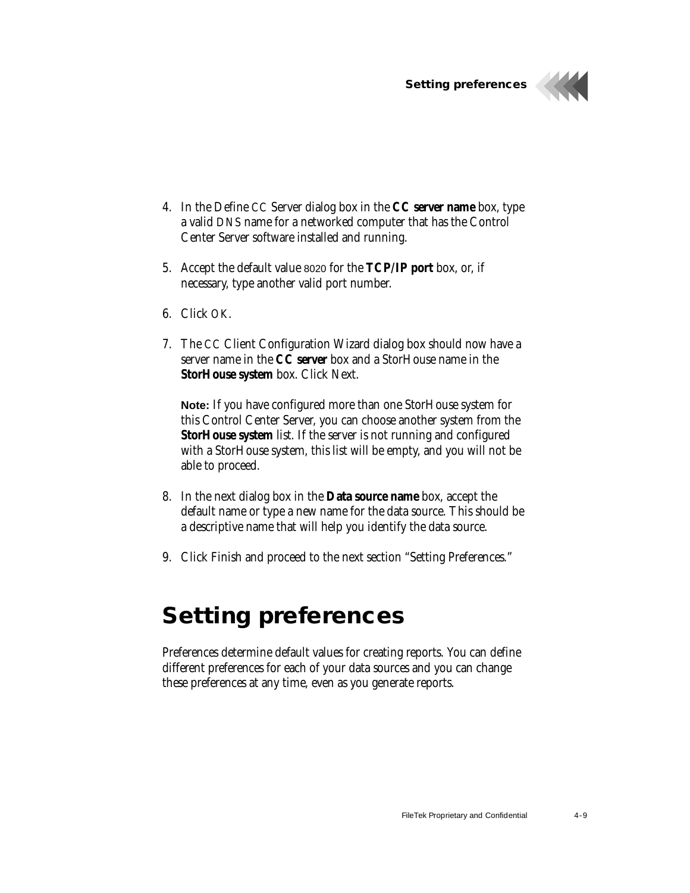4. In the Define CC Server dialog box in the **CC server name** box, type a valid DNS name for a networked computer that has the Control Center Server software installed and running.

5. Accept the default value 8020 for the **TCP/IP port** box, or, if necessary, type another valid port number.

6. Click OK.

7. The CC Client Configuration Wizard dialog box should now have a server name in the **CC server** box and a StorHouse name in the **StorHouse system** box. Click Next.

   **Note:** If you have configured more than one StorHouse system for this Control Center Server, you can choose another system from the **StorHouse system** list. If the server is not running and configured with a StorHouse system, this list will be empty, and you will not be able to proceed.

8. In the next dialog box in the **Data source name** box, accept the default name or type a new name for the data source. This should be a descriptive name that will help you identify the data source.

9. Click Finish and proceed to the next section "Setting Preferences."

# Setting preferences

Preferences determine default values for creating reports. You can define different preferences for each of your data sources and you can change these preferences at any time, even as you generate reports.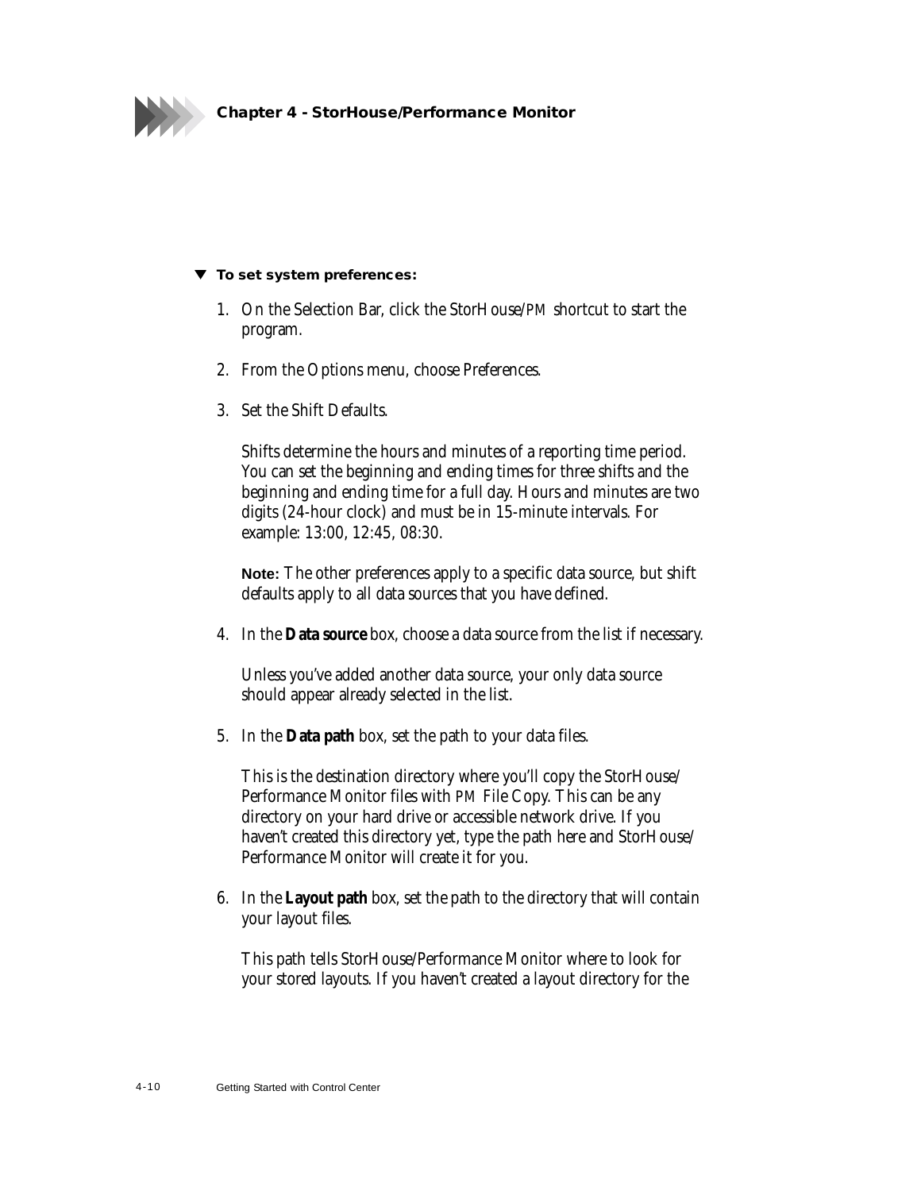▼ **To set system preferences:**

1. On the Selection Bar, click the StorHouse/PM shortcut to start the program.

2. From the Options menu, choose Preferences.

3. Set the Shift Defaults.

   Shifts determine the hours and minutes of a reporting time period. You can set the beginning and ending times for three shifts and the beginning and ending time for a full day. Hours and minutes are two digits (24-hour clock) and must be in 15-minute intervals. For example: 13:00, 12:45, 08:30.

   **Note:** The other preferences apply to a specific data source, but shift defaults apply to all data sources that you have defined.

4. In the **Data source** box, choose a data source from the list if necessary.

   Unless you've added another data source, your only data source should appear already selected in the list.

5. In the **Data path** box, set the path to your data files.

   This is the destination directory where you'll copy the StorHouse/Performance Monitor files with PM File Copy. This can be any directory on your hard drive or accessible network drive. If you haven't created this directory yet, type the path here and StorHouse/Performance Monitor will create it for you.

6. In the **Layout path** box, set the path to the directory that will contain your layout files.

   This path tells StorHouse/Performance Monitor where to look for your stored layouts. If you haven't created a layout directory for the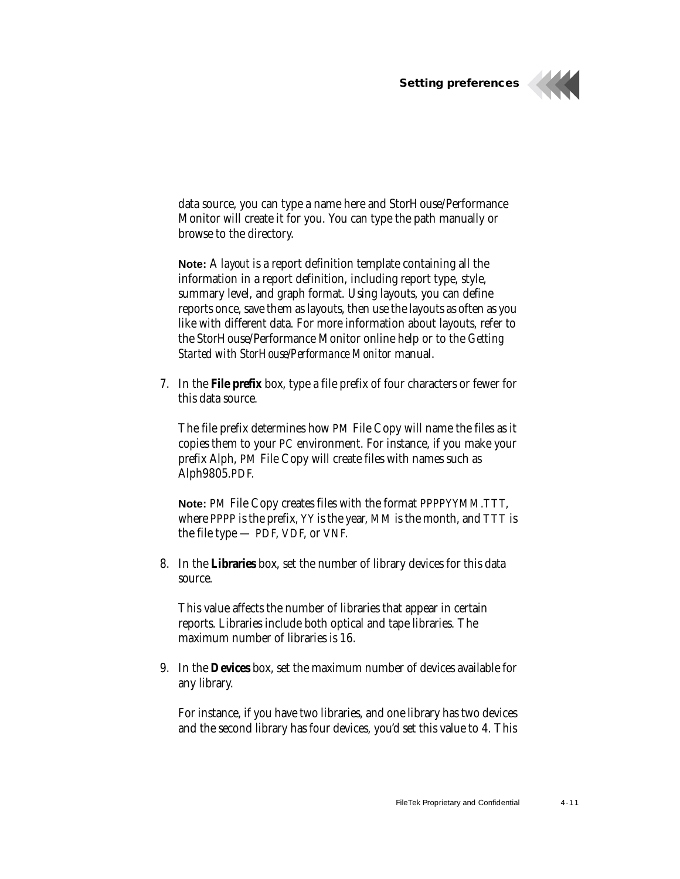data source, you can type a name here and StorHouse/Performance Monitor will create it for you. You can type the path manually or browse to the directory.

**Note:** A *layout* is a report definition template containing all the information in a report definition, including report type, style, summary level, and graph format. Using layouts, you can define reports once, save them as layouts, then use the layouts as often as you like with different data. For more information about layouts, refer to the StorHouse/Performance Monitor online help or to the *Getting Started with StorHouse/Performance Monitor* manual.

7. In the **File prefix** box, type a file prefix of four characters or fewer for this data source.

   The file prefix determines how PM File Copy will name the files as it copies them to your PC environment. For instance, if you make your prefix Alph, PM File Copy will create files with names such as Alph9805.PDF.

   **Note:** PM File Copy creates files with the format PPPPYYMM.TTT, where PPPP is the prefix, YY is the year, MM is the month, and TTT is the file type — PDF, VDF, or VNF.

8. In the **Libraries** box, set the number of library devices for this data source.

   This value affects the number of libraries that appear in certain reports. Libraries include both optical and tape libraries. The maximum number of libraries is 16.

9. In the **Devices** box, set the maximum number of devices available for any library.

   For instance, if you have two libraries, and one library has two devices and the second library has four devices, you'd set this value to 4. This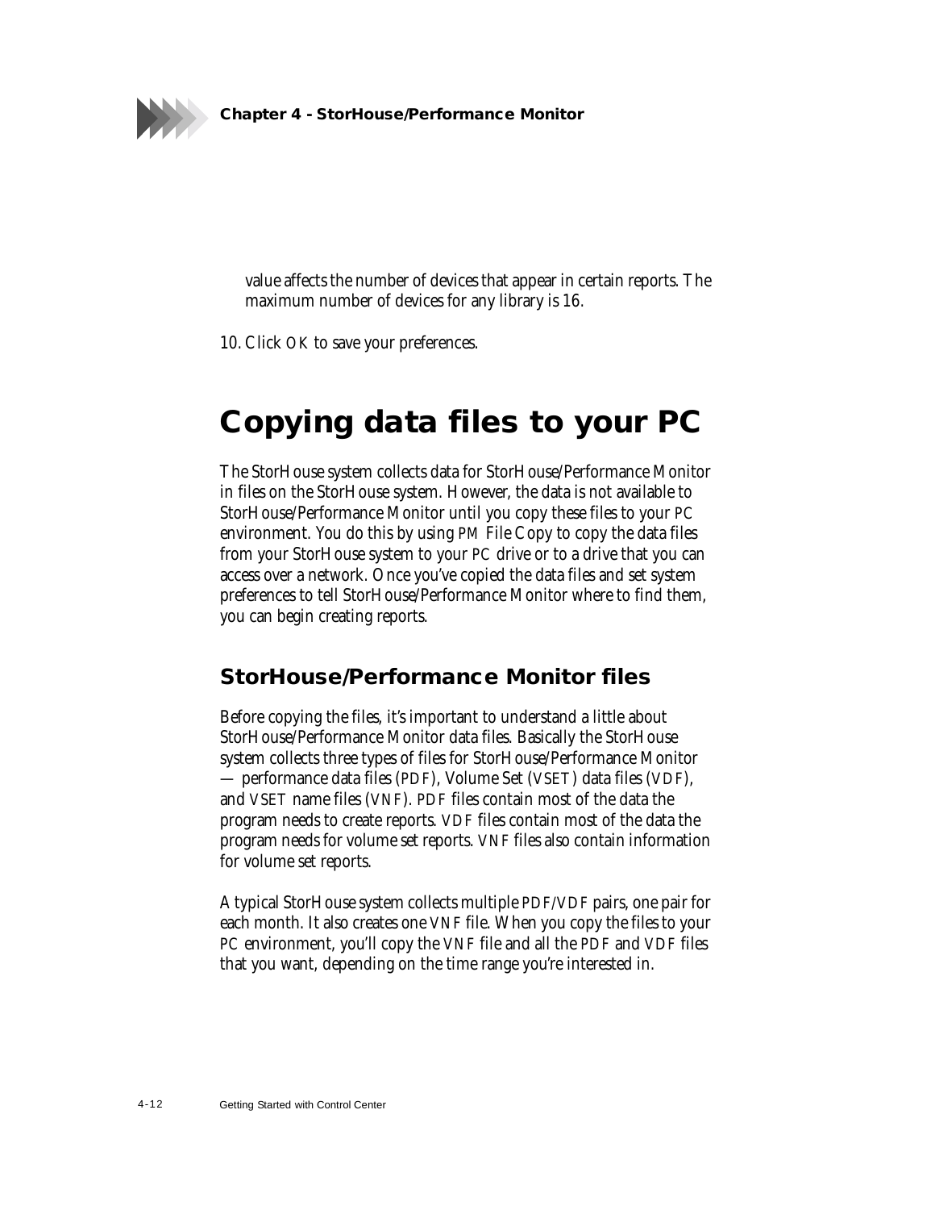value affects the number of devices that appear in certain reports. The maximum number of devices for any library is 16.

10. Click OK to save your preferences.

## Copying data files to your PC

The StorHouse system collects data for StorHouse/Performance Monitor in files on the StorHouse system. However, the data is not available to StorHouse/Performance Monitor until you copy these files to your PC environment. You do this by using PM File Copy to copy the data files from your StorHouse system to your PC drive or to a drive that you can access over a network. Once you've copied the data files and set system preferences to tell StorHouse/Performance Monitor where to find them, you can begin creating reports.

### StorHouse/Performance Monitor files

Before copying the files, it's important to understand a little about StorHouse/Performance Monitor data files. Basically the StorHouse system collects three types of files for StorHouse/Performance Monitor — performance data files (PDF), Volume Set (VSET) data files (VDF), and VSET name files (VNF). PDF files contain most of the data the program needs to create reports. VDF files contain most of the data the program needs for volume set reports. VNF files also contain information for volume set reports.

A typical StorHouse system collects multiple PDF/VDF pairs, one pair for each month. It also creates one VNF file. When you copy the files to your PC environment, you'll copy the VNF file and all the PDF and VDF files that you want, depending on the time range you're interested in.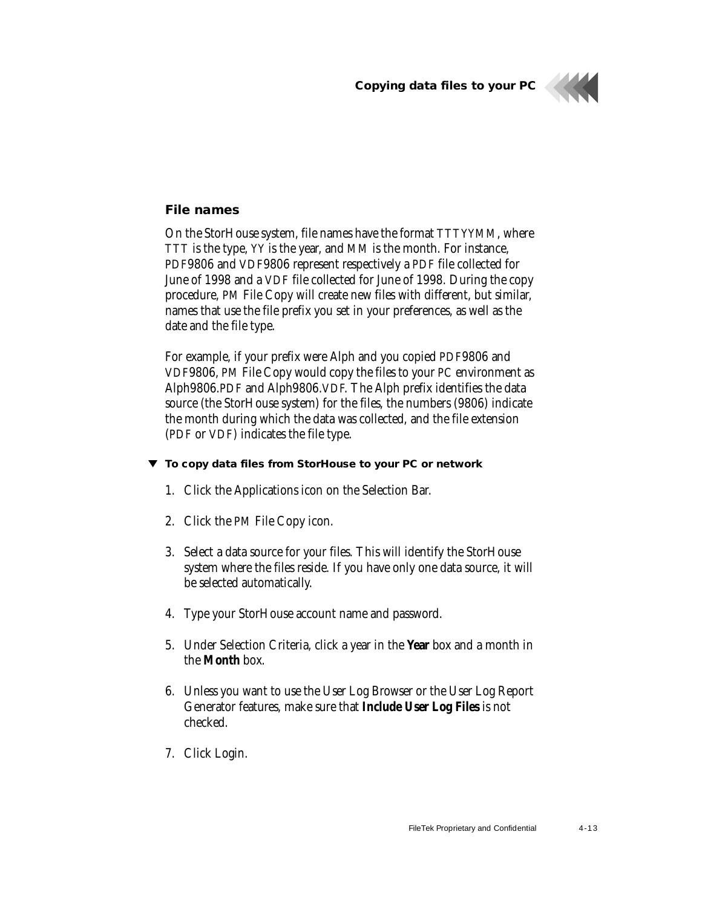### File names

On the StorHouse system, file names have the format TTTYYMM, where TTT is the type, YY is the year, and MM is the month. For instance, PDF9806 and VDF9806 represent respectively a PDF file collected for June of 1998 and a VDF file collected for June of 1998. During the copy procedure, PM File Copy will create new files with different, but similar, names that use the file prefix you set in your preferences, as well as the date and the file type.

For example, if your prefix were Alph and you copied PDF9806 and VDF9806, PM File Copy would copy the files to your PC environment as Alph9806.PDF and Alph9806.VDF. The Alph prefix identifies the data source (the StorHouse system) for the files, the numbers (9806) indicate the month during which the data was collected, and the file extension (PDF or VDF) indicates the file type.

▼ **To copy data files from StorHouse to your PC or network**

1. Click the Applications icon on the Selection Bar.
2. Click the PM File Copy icon.
3. Select a data source for your files. This will identify the StorHouse system where the files reside. If you have only one data source, it will be selected automatically.
4. Type your StorHouse account name and password.
5. Under Selection Criteria, click a year in the **Year** box and a month in the **Month** box.
6. Unless you want to use the User Log Browser or the User Log Report Generator features, make sure that **Include User Log Files** is not checked.
7. Click Login.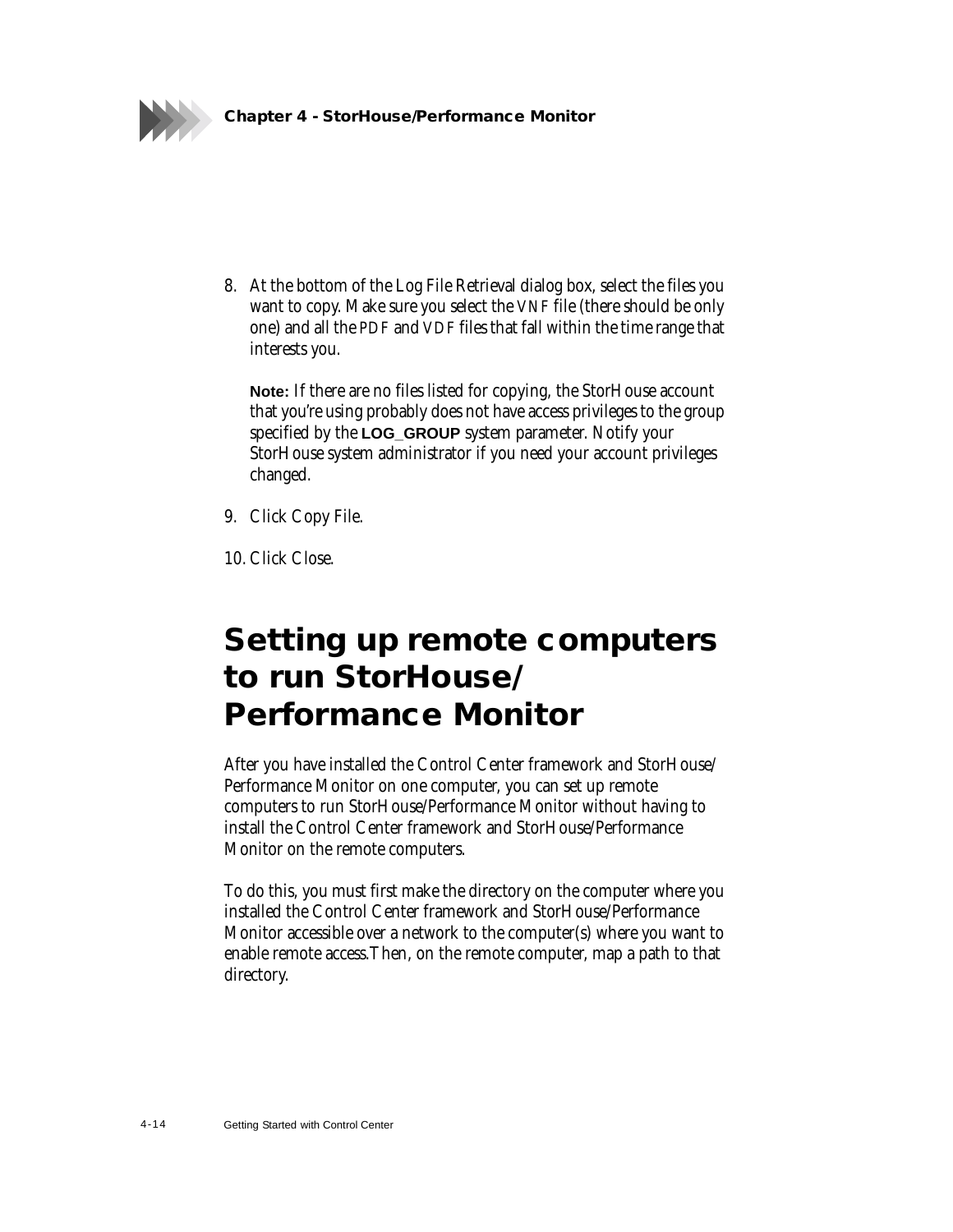8. At the bottom of the Log File Retrieval dialog box, select the files you want to copy. Make sure you select the VNF file (there should be only one) and all the PDF and VDF files that fall within the time range that interests you.

   **Note:** If there are no files listed for copying, the StorHouse account that you're using probably does not have access privileges to the group specified by the **LOG_GROUP** system parameter. Notify your StorHouse system administrator if you need your account privileges changed.

9. Click Copy File.

10. Click Close.

# Setting up remote computers to run StorHouse/ Performance Monitor

After you have installed the Control Center framework and StorHouse/ Performance Monitor on one computer, you can set up remote computers to run StorHouse/Performance Monitor without having to install the Control Center framework and StorHouse/Performance Monitor on the remote computers.

To do this, you must first make the directory on the computer where you installed the Control Center framework and StorHouse/Performance Monitor accessible over a network to the computer(s) where you want to enable remote access.Then, on the remote computer, map a path to that directory.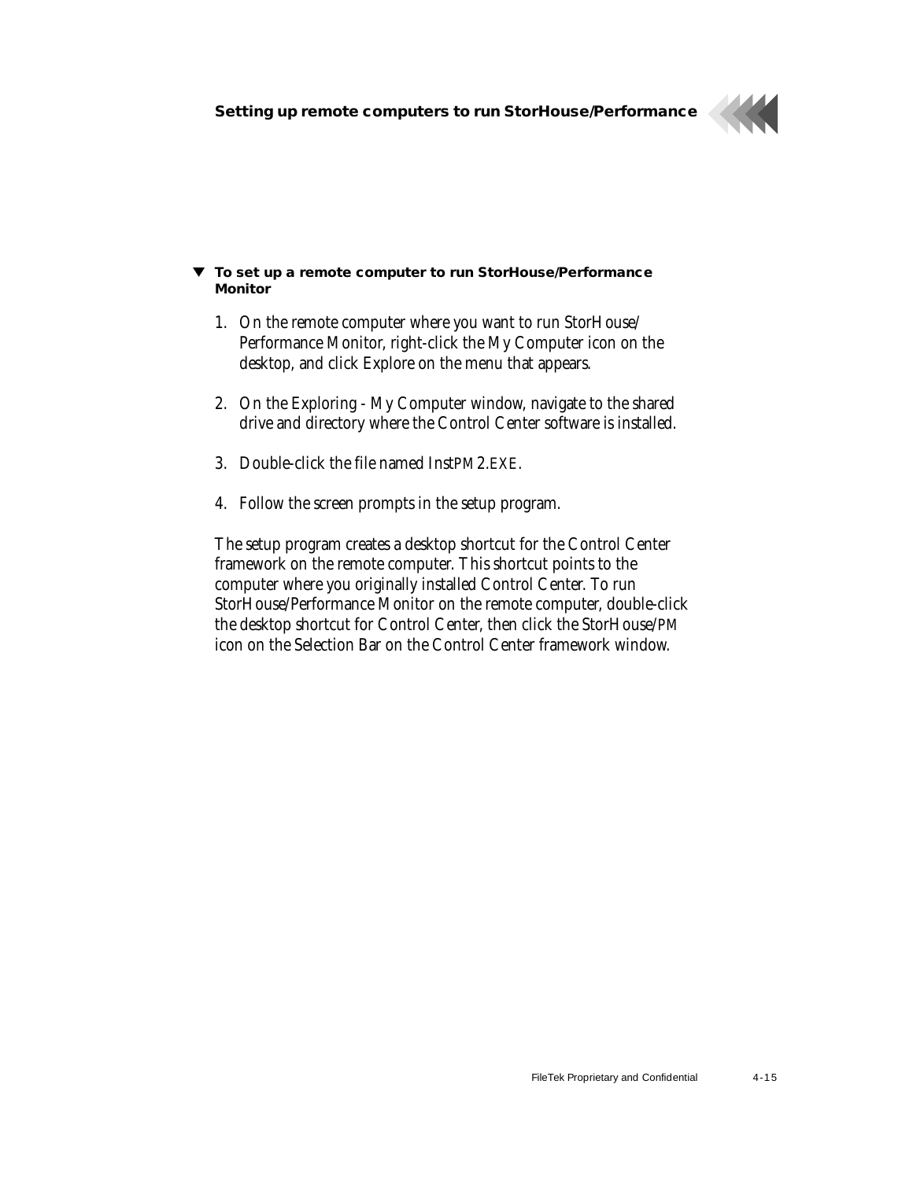### ▼ To set up a remote computer to run StorHouse/Performance Monitor

1. On the remote computer where you want to run StorHouse/Performance Monitor, right-click the My Computer icon on the desktop, and click Explore on the menu that appears.
2. On the Exploring - My Computer window, navigate to the shared drive and directory where the Control Center software is installed.
3. Double-click the file named InstPM2.EXE.
4. Follow the screen prompts in the setup program.

The setup program creates a desktop shortcut for the Control Center framework on the remote computer. This shortcut points to the computer where you originally installed Control Center. To run StorHouse/Performance Monitor on the remote computer, double-click the desktop shortcut for Control Center, then click the StorHouse/PM icon on the Selection Bar on the Control Center framework window.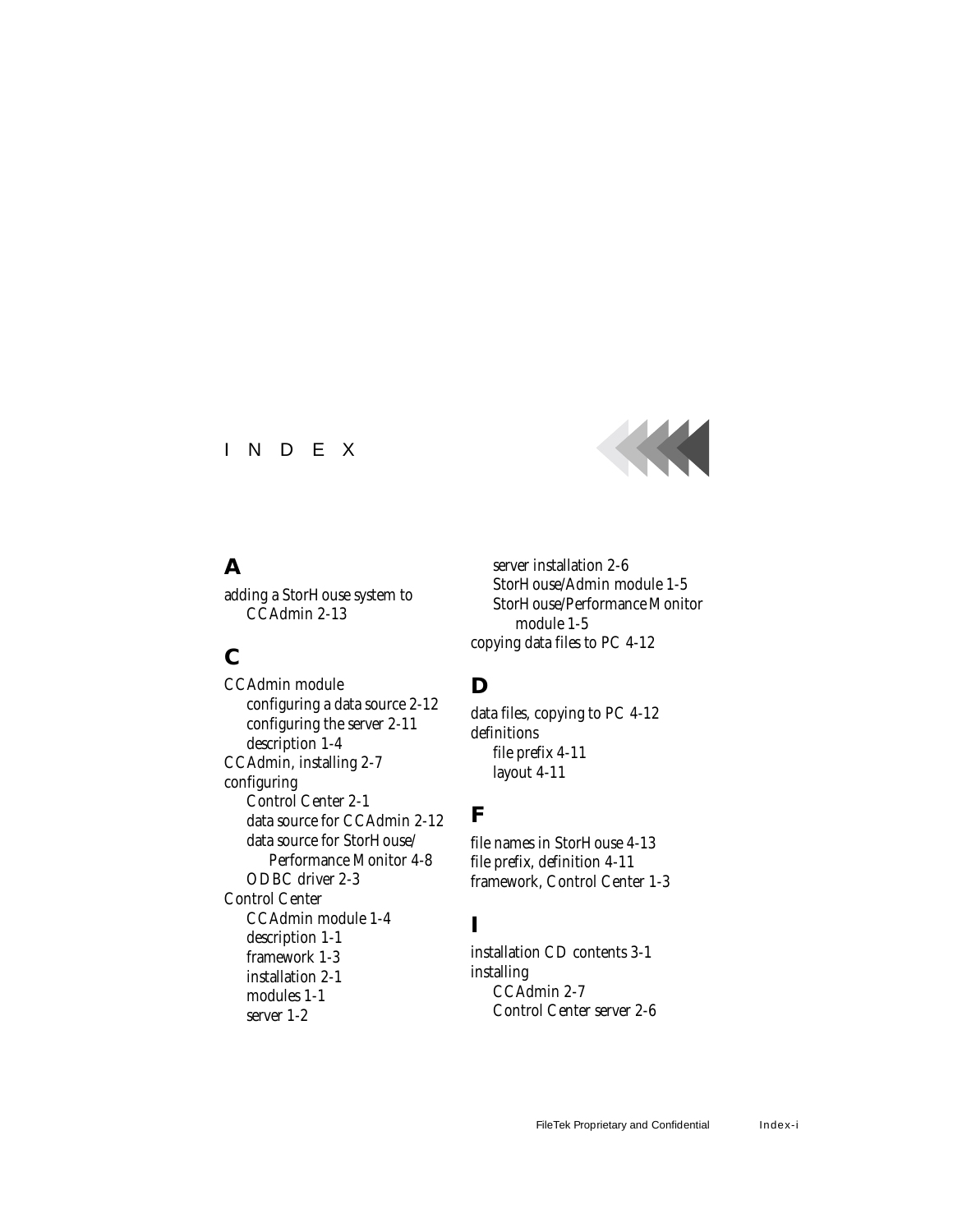# INDEX

## A

adding a StorHouse system to CCAdmin 2-13

## C

CCAdmin module
- configuring a data source 2-12
- configuring the server 2-11
- description 1-4

CCAdmin, installing 2-7

configuring
- Control Center 2-1
- data source for CCAdmin 2-12
- data source for StorHouse/Performance Monitor 4-8
- ODBC driver 2-3

Control Center
- CCAdmin module 1-4
- description 1-1
- framework 1-3
- installation 2-1
- modules 1-1
- server 1-2
- server installation 2-6
- StorHouse/Admin module 1-5
- StorHouse/Performance Monitor module 1-5

copying data files to PC 4-12

## D

data files, copying to PC 4-12

definitions
- file prefix 4-11
- layout 4-11

## F

file names in StorHouse 4-13

file prefix, definition 4-11

framework, Control Center 1-3

## I

installation CD contents 3-1

installing
- CCAdmin 2-7
- Control Center server 2-6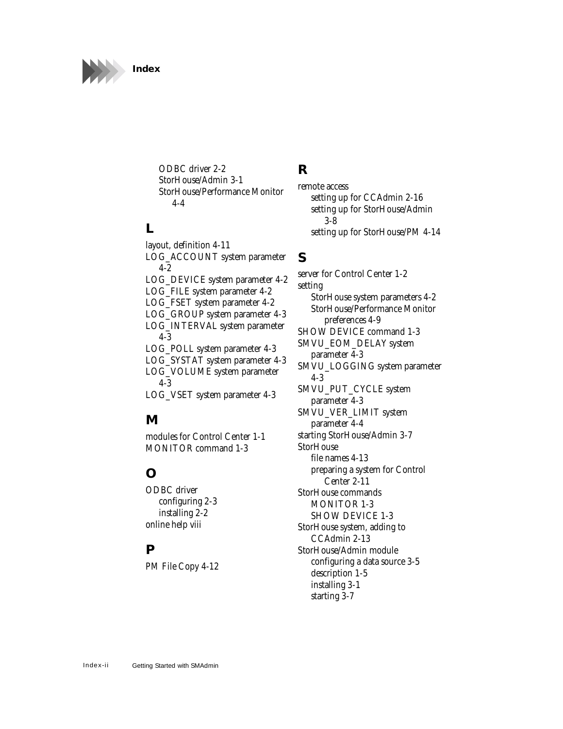ODBC driver 2-2
StorHouse/Admin 3-1
StorHouse/Performance Monitor 4-4

## L

layout, definition 4-11
LOG_ACCOUNT system parameter 4-2
LOG_DEVICE system parameter 4-2
LOG_FILE system parameter 4-2
LOG_FSET system parameter 4-2
LOG_GROUP system parameter 4-3
LOG_INTERVAL system parameter 4-3
LOG_POLL system parameter 4-3
LOG_SYSTAT system parameter 4-3
LOG_VOLUME system parameter 4-3
LOG_VSET system parameter 4-3

## M

modules for Control Center 1-1
MONITOR command 1-3

## O

ODBC driver
    configuring 2-3
    installing 2-2
online help viii

## P

PM File Copy 4-12

## R

remote access
    setting up for CCAdmin 2-16
    setting up for StorHouse/Admin 3-8
    setting up for StorHouse/PM 4-14

## S

server for Control Center 1-2
setting
    StorHouse system parameters 4-2
    StorHouse/Performance Monitor preferences 4-9
SHOW DEVICE command 1-3
SMVU_EOM_DELAY system parameter 4-3
SMVU_LOGGING system parameter 4-3
SMVU_PUT_CYCLE system parameter 4-3
SMVU_VER_LIMIT system parameter 4-4
starting StorHouse/Admin 3-7
StorHouse
    file names 4-13
    preparing a system for Control Center 2-11
StorHouse commands
    MONITOR 1-3
    SHOW DEVICE 1-3
StorHouse system, adding to CCAdmin 2-13
StorHouse/Admin module
    configuring a data source 3-5
    description 1-5
    installing 3-1
    starting 3-7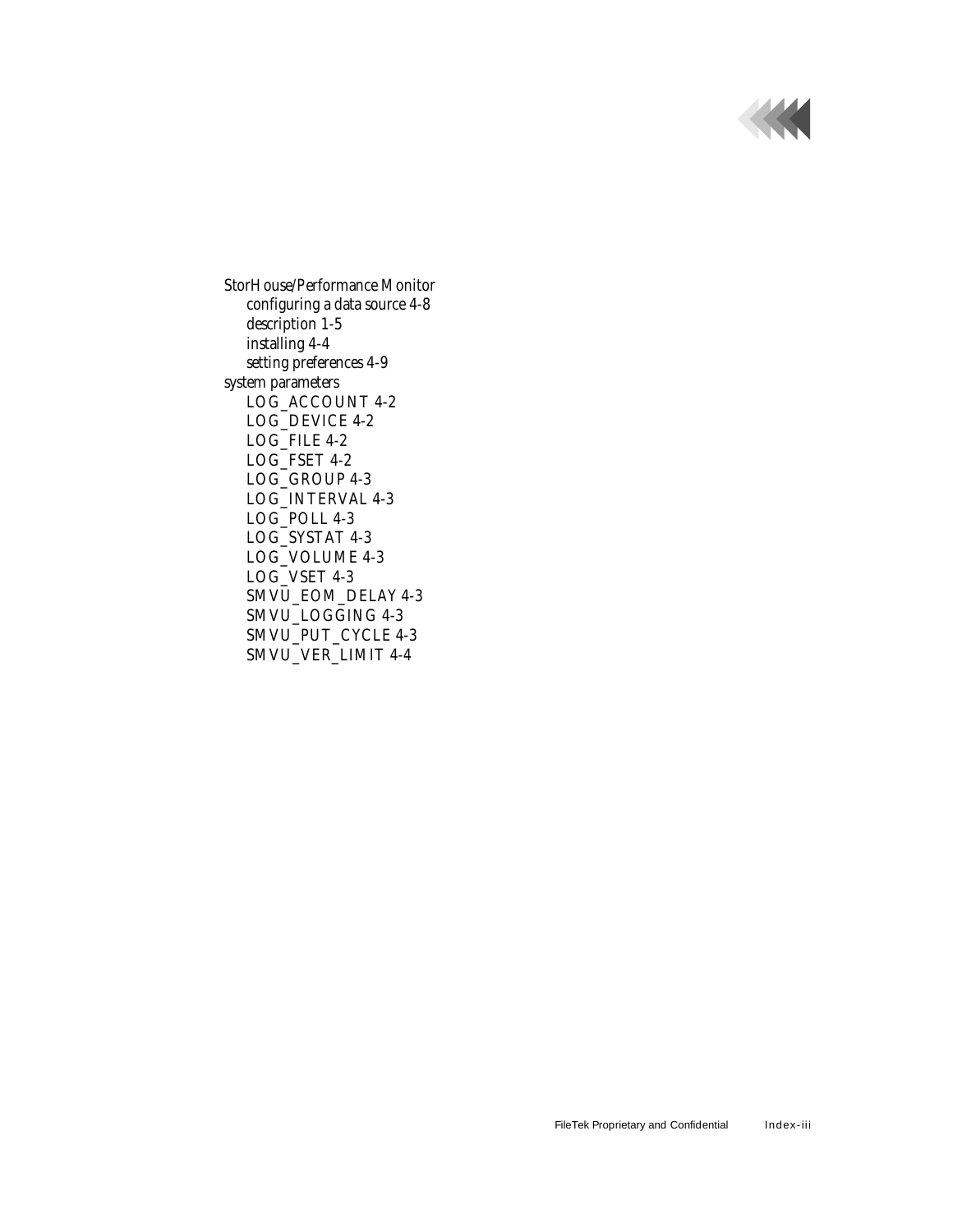StorHouse/Performance Monitor
- configuring a data source 4-8
- description 1-5
- installing 4-4
- setting preferences 4-9

system parameters
- LOG_ACCOUNT 4-2
- LOG_DEVICE 4-2
- LOG_FILE 4-2
- LOG_FSET 4-2
- LOG_GROUP 4-3
- LOG_INTERVAL 4-3
- LOG_POLL 4-3
- LOG_SYSTAT 4-3
- LOG_VOLUME 4-3
- LOG_VSET 4-3
- SMVU_EOM_DELAY 4-3
- SMVU_LOGGING 4-3
- SMVU_PUT_CYCLE 4-3
- SMVU_VER_LIMIT 4-4